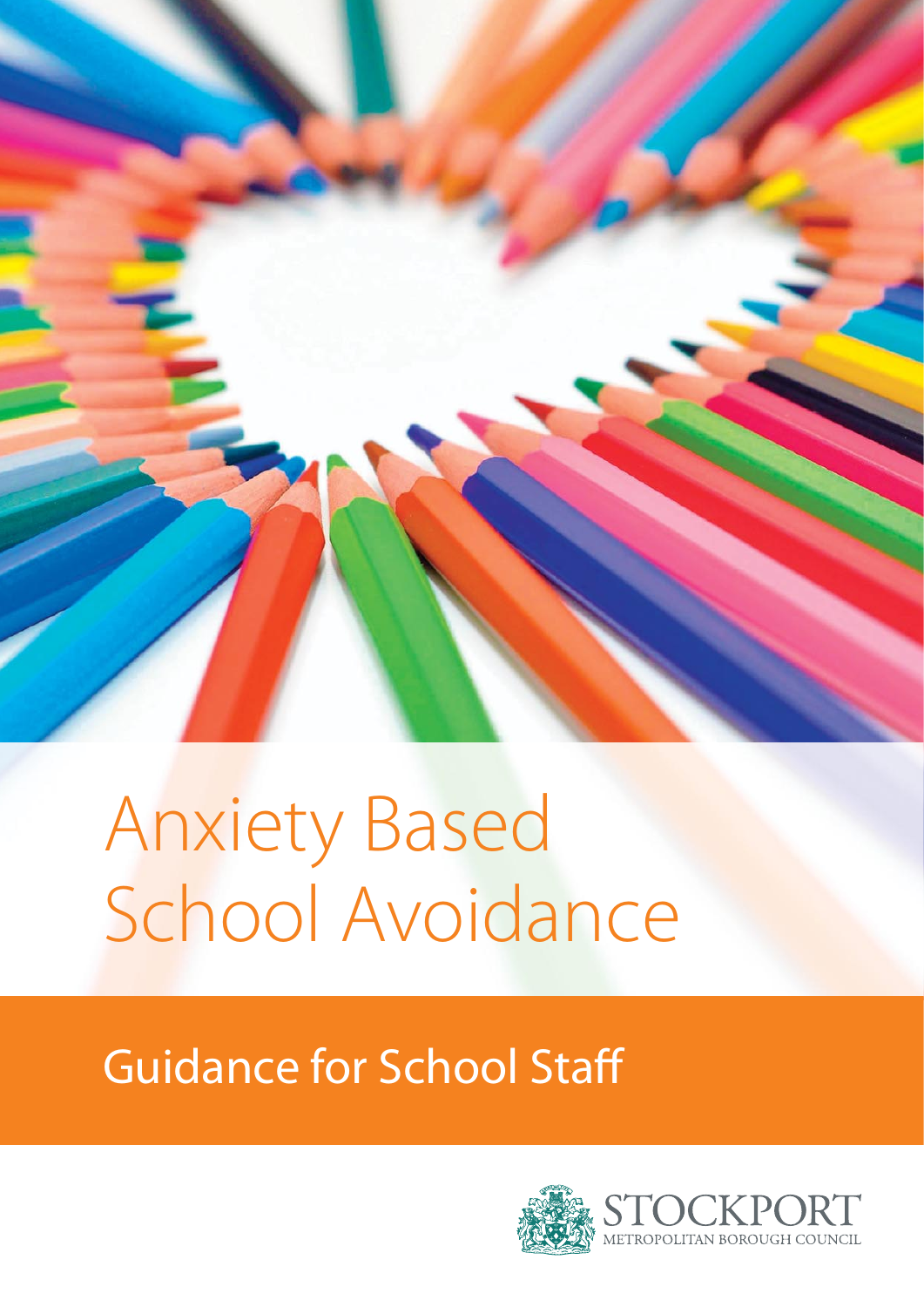# Anxiety Based School Avoidance

## Guidance for School Staff

STOCKPORT
METROPOLITAN BOROUGH COUNCIL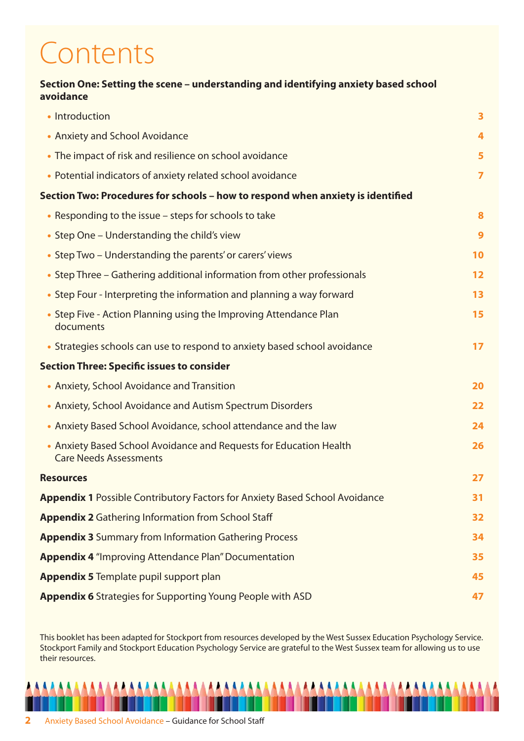# Contents

**Section One: Setting the scene – understanding and identifying anxiety based school avoidance**

- Introduction **3**
- Anxiety and School Avoidance **4**
- The impact of risk and resilience on school avoidance **5**
- Potential indicators of anxiety related school avoidance **7**

**Section Two: Procedures for schools – how to respond when anxiety is identified**

- Responding to the issue – steps for schools to take **8**
- Step One – Understanding the child's view **9**
- Step Two – Understanding the parents' or carers' views **10**
- Step Three – Gathering additional information from other professionals **12**
- Step Four - Interpreting the information and planning a way forward **13**
- Step Five - Action Planning using the Improving Attendance Plan documents **15**
- Strategies schools can use to respond to anxiety based school avoidance **17**

**Section Three: Specific issues to consider**

- Anxiety, School Avoidance and Transition **20**
- Anxiety, School Avoidance and Autism Spectrum Disorders **22**
- Anxiety Based School Avoidance, school attendance and the law **24**
- Anxiety Based School Avoidance and Requests for Education Health Care Needs Assessments **26**

**Resources** **27**

**Appendix 1** Possible Contributory Factors for Anxiety Based School Avoidance **31**

**Appendix 2** Gathering Information from School Staff **32**

**Appendix 3** Summary from Information Gathering Process **34**

**Appendix 4** "Improving Attendance Plan" Documentation **35**

**Appendix 5** Template pupil support plan **45**

**Appendix 6** Strategies for Supporting Young People with ASD **47**

This booklet has been adapted for Stockport from resources developed by the West Sussex Education Psychology Service. Stockport Family and Stockport Education Psychology Service are grateful to the West Sussex team for allowing us to use their resources.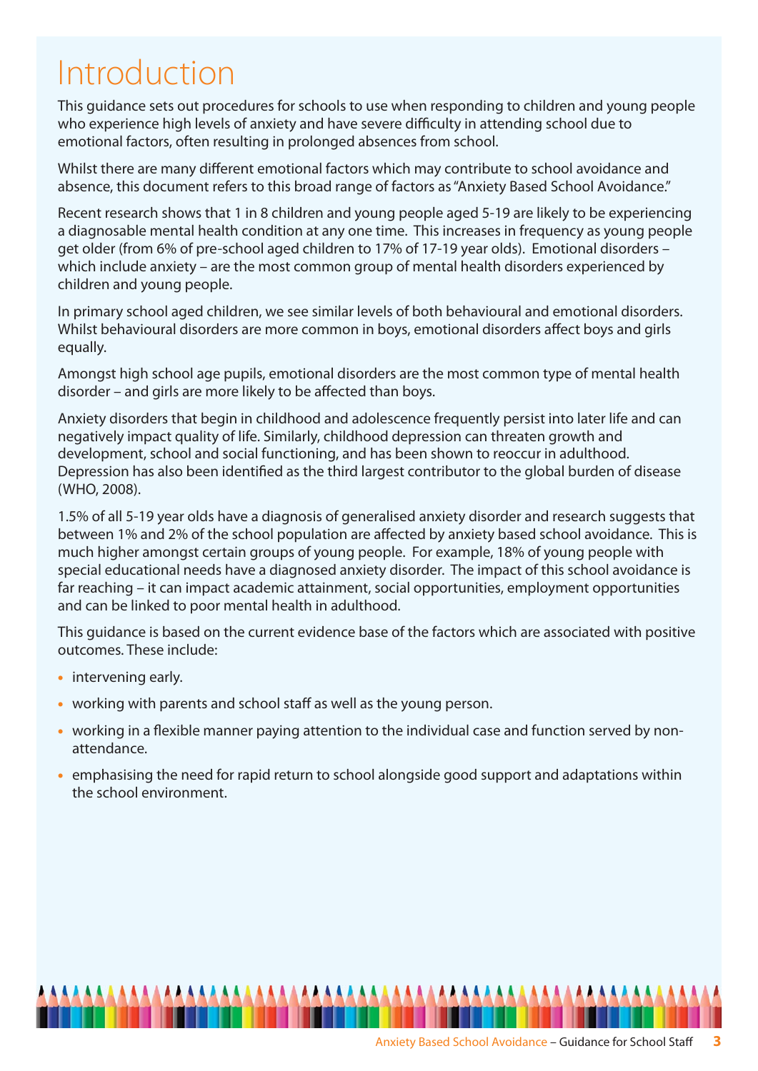# Introduction

This guidance sets out procedures for schools to use when responding to children and young people who experience high levels of anxiety and have severe difficulty in attending school due to emotional factors, often resulting in prolonged absences from school.

Whilst there are many different emotional factors which may contribute to school avoidance and absence, this document refers to this broad range of factors as "Anxiety Based School Avoidance."

Recent research shows that 1 in 8 children and young people aged 5-19 are likely to be experiencing a diagnosable mental health condition at any one time. This increases in frequency as young people get older (from 6% of pre-school aged children to 17% of 17-19 year olds). Emotional disorders – which include anxiety – are the most common group of mental health disorders experienced by children and young people.

In primary school aged children, we see similar levels of both behavioural and emotional disorders. Whilst behavioural disorders are more common in boys, emotional disorders affect boys and girls equally.

Amongst high school age pupils, emotional disorders are the most common type of mental health disorder – and girls are more likely to be affected than boys.

Anxiety disorders that begin in childhood and adolescence frequently persist into later life and can negatively impact quality of life. Similarly, childhood depression can threaten growth and development, school and social functioning, and has been shown to reoccur in adulthood. Depression has also been identified as the third largest contributor to the global burden of disease (WHO, 2008).

1.5% of all 5-19 year olds have a diagnosis of generalised anxiety disorder and research suggests that between 1% and 2% of the school population are affected by anxiety based school avoidance. This is much higher amongst certain groups of young people. For example, 18% of young people with special educational needs have a diagnosed anxiety disorder. The impact of this school avoidance is far reaching – it can impact academic attainment, social opportunities, employment opportunities and can be linked to poor mental health in adulthood.

This guidance is based on the current evidence base of the factors which are associated with positive outcomes. These include:

- intervening early.
- working with parents and school staff as well as the young person.
- working in a flexible manner paying attention to the individual case and function served by non-attendance.
- emphasising the need for rapid return to school alongside good support and adaptations within the school environment.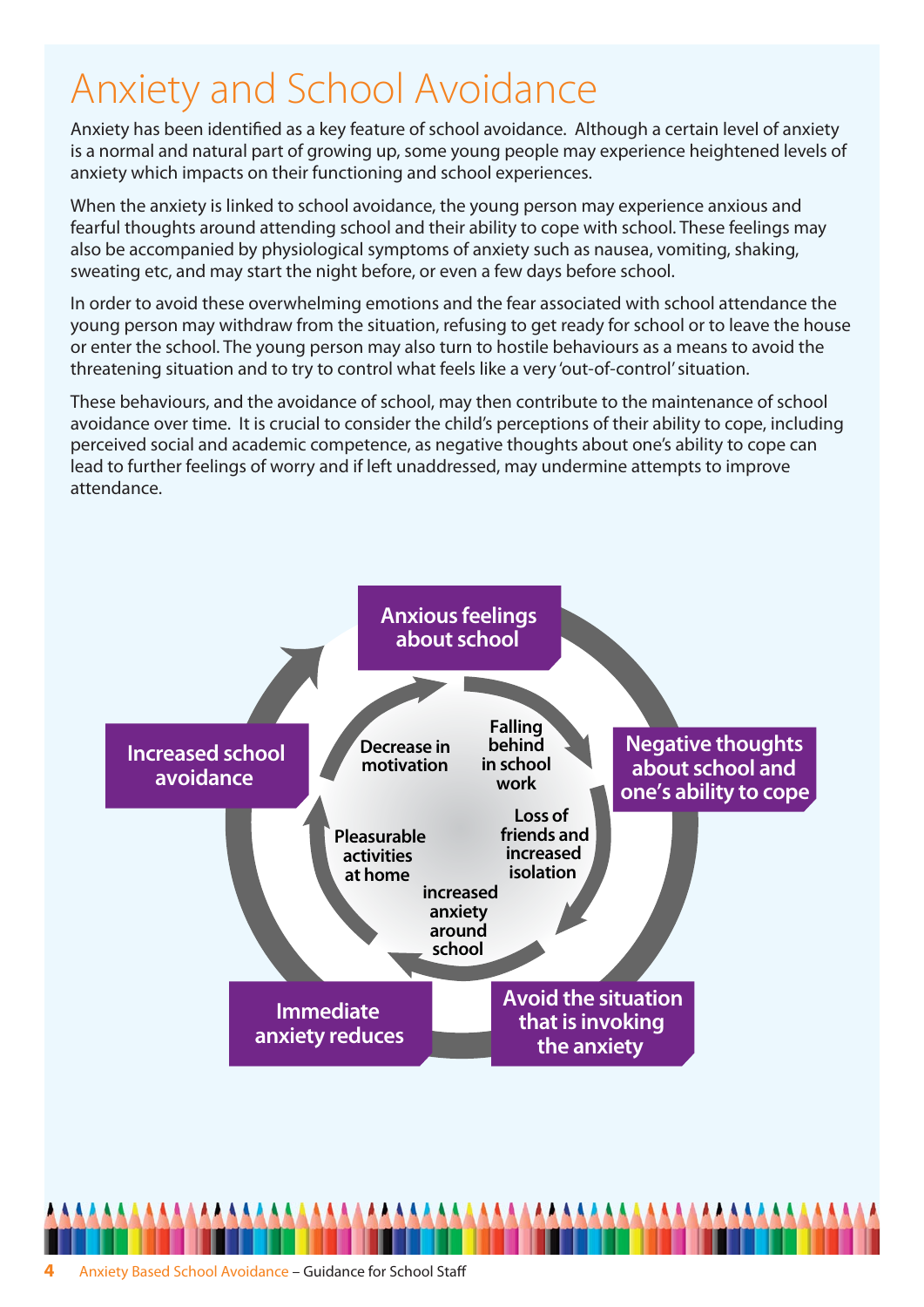# Anxiety and School Avoidance

Anxiety has been identified as a key feature of school avoidance. Although a certain level of anxiety is a normal and natural part of growing up, some young people may experience heightened levels of anxiety which impacts on their functioning and school experiences.

When the anxiety is linked to school avoidance, the young person may experience anxious and fearful thoughts around attending school and their ability to cope with school. These feelings may also be accompanied by physiological symptoms of anxiety such as nausea, vomiting, shaking, sweating etc, and may start the night before, or even a few days before school.

In order to avoid these overwhelming emotions and the fear associated with school attendance the young person may withdraw from the situation, refusing to get ready for school or to leave the house or enter the school. The young person may also turn to hostile behaviours as a means to avoid the threatening situation and to try to control what feels like a very 'out-of-control' situation.

These behaviours, and the avoidance of school, may then contribute to the maintenance of school avoidance over time. It is crucial to consider the child's perceptions of their ability to cope, including perceived social and academic competence, as negative thoughts about one's ability to cope can lead to further feelings of worry and if left unaddressed, may undermine attempts to improve attendance.

Anxious feelings about school

Negative thoughts about school and one's ability to cope

Avoid the situation that is invoking the anxiety

Immediate anxiety reduces

Increased school avoidance

Falling behind in school work

Loss of friends and increased isolation

increased anxiety around school

Pleasurable activities at home

Decrease in motivation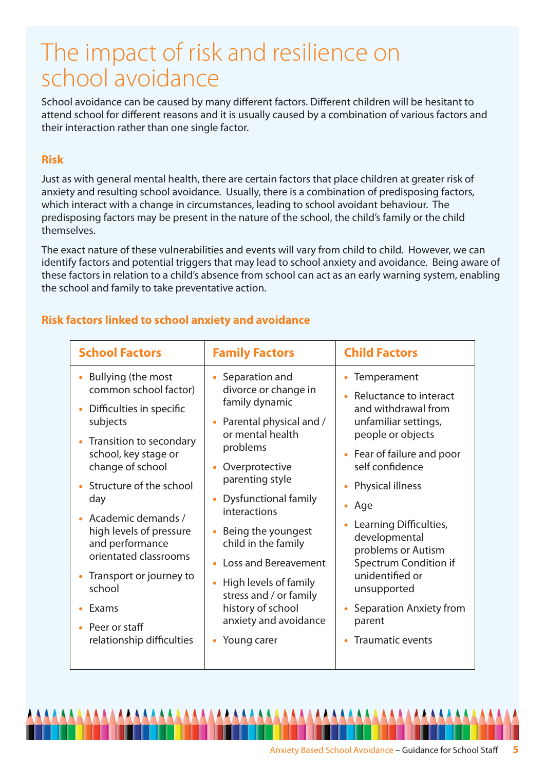# The impact of risk and resilience on school avoidance

School avoidance can be caused by many different factors. Different children will be hesitant to attend school for different reasons and it is usually caused by a combination of various factors and their interaction rather than one single factor.

### Risk

Just as with general mental health, there are certain factors that place children at greater risk of anxiety and resulting school avoidance. Usually, there is a combination of predisposing factors, which interact with a change in circumstances, leading to school avoidant behaviour. The predisposing factors may be present in the nature of the school, the child's family or the child themselves.

The exact nature of these vulnerabilities and events will vary from child to child. However, we can identify factors and potential triggers that may lead to school anxiety and avoidance. Being aware of these factors in relation to a child's absence from school can act as an early warning system, enabling the school and family to take preventative action.

### Risk factors linked to school anxiety and avoidance

| School Factors | Family Factors | Child Factors |
| --- | --- | --- |
| • Bullying (the most common school factor)<br>• Difficulties in specific subjects<br>• Transition to secondary school, key stage or change of school<br>• Structure of the school day<br>• Academic demands / high levels of pressure and performance orientated classrooms<br>• Transport or journey to school<br>• Exams<br>• Peer or staff relationship difficulties | • Separation and divorce or change in family dynamic<br>• Parental physical and / or mental health problems<br>• Overprotective parenting style<br>• Dysfunctional family interactions<br>• Being the youngest child in the family<br>• Loss and Bereavement<br>• High levels of family stress and / or family history of school anxiety and avoidance<br>• Young carer | • Temperament<br>• Reluctance to interact and withdrawal from unfamiliar settings, people or objects<br>• Fear of failure and poor self confidence<br>• Physical illness<br>• Age<br>• Learning Difficulties, developmental problems or Autism Spectrum Condition if unidentified or unsupported<br>• Separation Anxiety from parent<br>• Traumatic events |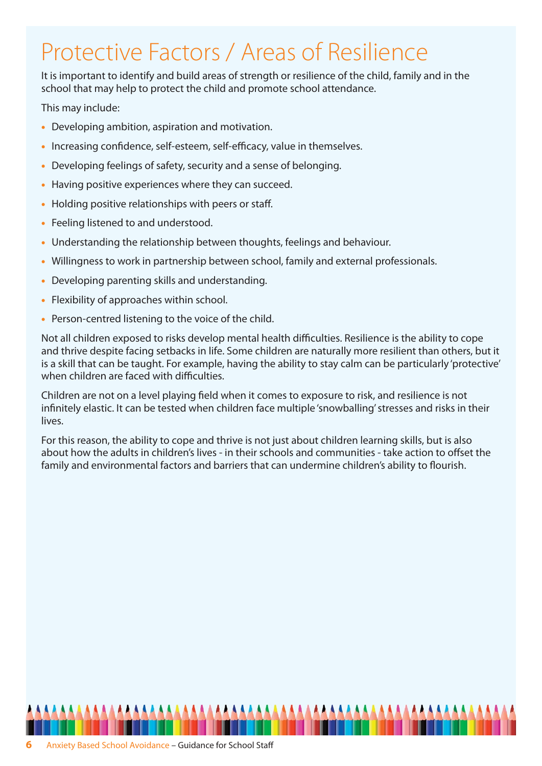# Protective Factors / Areas of Resilience

It is important to identify and build areas of strength or resilience of the child, family and in the school that may help to protect the child and promote school attendance.

This may include:

- Developing ambition, aspiration and motivation.
- Increasing confidence, self-esteem, self-efficacy, value in themselves.
- Developing feelings of safety, security and a sense of belonging.
- Having positive experiences where they can succeed.
- Holding positive relationships with peers or staff.
- Feeling listened to and understood.
- Understanding the relationship between thoughts, feelings and behaviour.
- Willingness to work in partnership between school, family and external professionals.
- Developing parenting skills and understanding.
- Flexibility of approaches within school.
- Person-centred listening to the voice of the child.

Not all children exposed to risks develop mental health difficulties. Resilience is the ability to cope and thrive despite facing setbacks in life. Some children are naturally more resilient than others, but it is a skill that can be taught. For example, having the ability to stay calm can be particularly 'protective' when children are faced with difficulties.

Children are not on a level playing field when it comes to exposure to risk, and resilience is not infinitely elastic. It can be tested when children face multiple 'snowballing' stresses and risks in their lives.

For this reason, the ability to cope and thrive is not just about children learning skills, but is also about how the adults in children's lives - in their schools and communities - take action to offset the family and environmental factors and barriers that can undermine children's ability to flourish.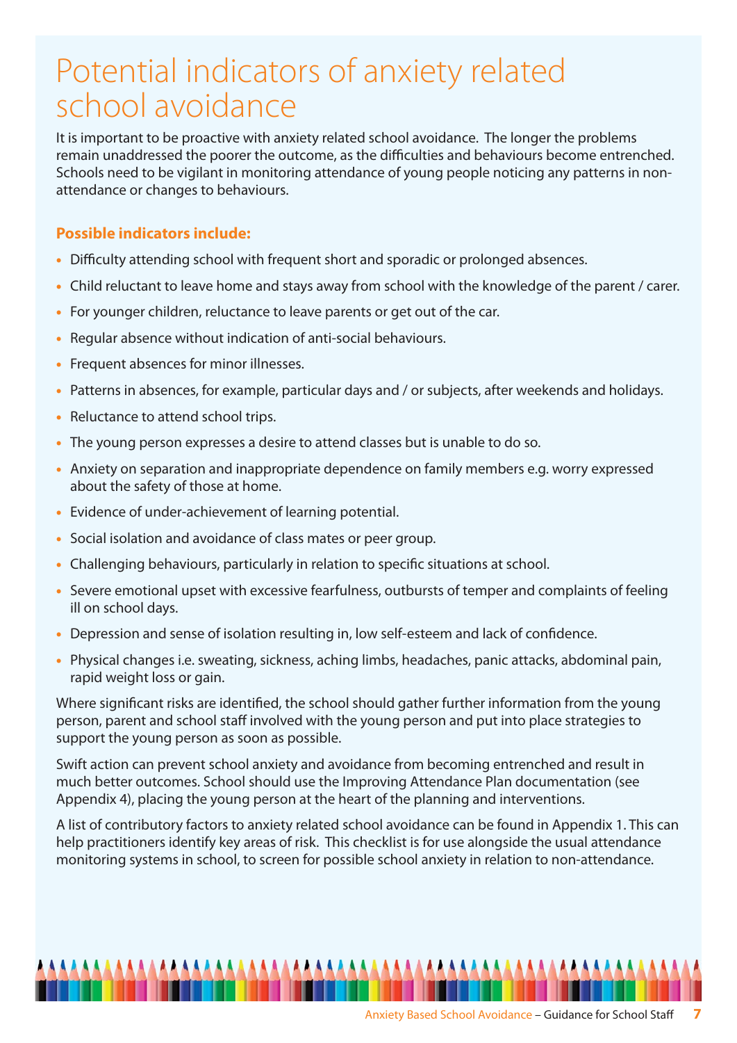# Potential indicators of anxiety related school avoidance

It is important to be proactive with anxiety related school avoidance. The longer the problems remain unaddressed the poorer the outcome, as the difficulties and behaviours become entrenched. Schools need to be vigilant in monitoring attendance of young people noticing any patterns in non-attendance or changes to behaviours.

**Possible indicators include:**

- Difficulty attending school with frequent short and sporadic or prolonged absences.
- Child reluctant to leave home and stays away from school with the knowledge of the parent / carer.
- For younger children, reluctance to leave parents or get out of the car.
- Regular absence without indication of anti-social behaviours.
- Frequent absences for minor illnesses.
- Patterns in absences, for example, particular days and / or subjects, after weekends and holidays.
- Reluctance to attend school trips.
- The young person expresses a desire to attend classes but is unable to do so.
- Anxiety on separation and inappropriate dependence on family members e.g. worry expressed about the safety of those at home.
- Evidence of under-achievement of learning potential.
- Social isolation and avoidance of class mates or peer group.
- Challenging behaviours, particularly in relation to specific situations at school.
- Severe emotional upset with excessive fearfulness, outbursts of temper and complaints of feeling ill on school days.
- Depression and sense of isolation resulting in, low self-esteem and lack of confidence.
- Physical changes i.e. sweating, sickness, aching limbs, headaches, panic attacks, abdominal pain, rapid weight loss or gain.

Where significant risks are identified, the school should gather further information from the young person, parent and school staff involved with the young person and put into place strategies to support the young person as soon as possible.

Swift action can prevent school anxiety and avoidance from becoming entrenched and result in much better outcomes. School should use the Improving Attendance Plan documentation (see Appendix 4), placing the young person at the heart of the planning and interventions.

A list of contributory factors to anxiety related school avoidance can be found in Appendix 1. This can help practitioners identify key areas of risk. This checklist is for use alongside the usual attendance monitoring systems in school, to screen for possible school anxiety in relation to non-attendance.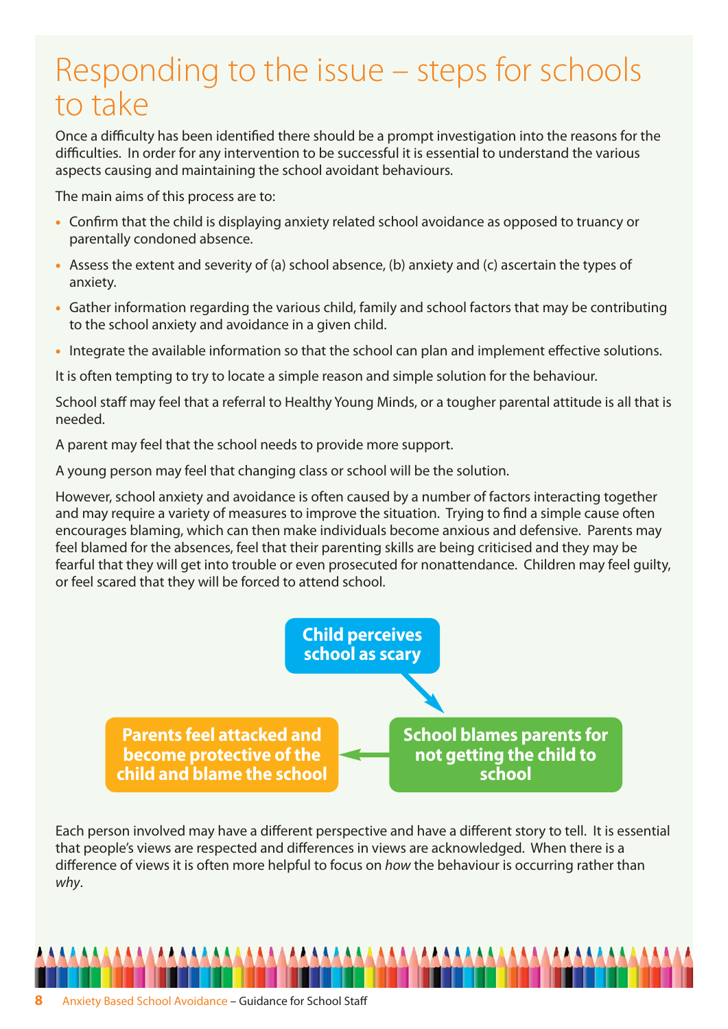# Responding to the issue – steps for schools to take

Once a difficulty has been identified there should be a prompt investigation into the reasons for the difficulties. In order for any intervention to be successful it is essential to understand the various aspects causing and maintaining the school avoidant behaviours.

The main aims of this process are to:

- Confirm that the child is displaying anxiety related school avoidance as opposed to truancy or parentally condoned absence.
- Assess the extent and severity of (a) school absence, (b) anxiety and (c) ascertain the types of anxiety.
- Gather information regarding the various child, family and school factors that may be contributing to the school anxiety and avoidance in a given child.
- Integrate the available information so that the school can plan and implement effective solutions.

It is often tempting to try to locate a simple reason and simple solution for the behaviour.

School staff may feel that a referral to Healthy Young Minds, or a tougher parental attitude is all that is needed.

A parent may feel that the school needs to provide more support.

A young person may feel that changing class or school will be the solution.

However, school anxiety and avoidance is often caused by a number of factors interacting together and may require a variety of measures to improve the situation. Trying to find a simple cause often encourages blaming, which can then make individuals become anxious and defensive. Parents may feel blamed for the absences, feel that their parenting skills are being criticised and they may be fearful that they will get into trouble or even prosecuted for nonattendance. Children may feel guilty, or feel scared that they will be forced to attend school.

**Child perceives school as scary** → **School blames parents for not getting the child to school** → **Parents feel attacked and become protective of the child and blame the school**

Each person involved may have a different perspective and have a different story to tell. It is essential that people's views are respected and differences in views are acknowledged. When there is a difference of views it is often more helpful to focus on *how* the behaviour is occurring rather than *why*.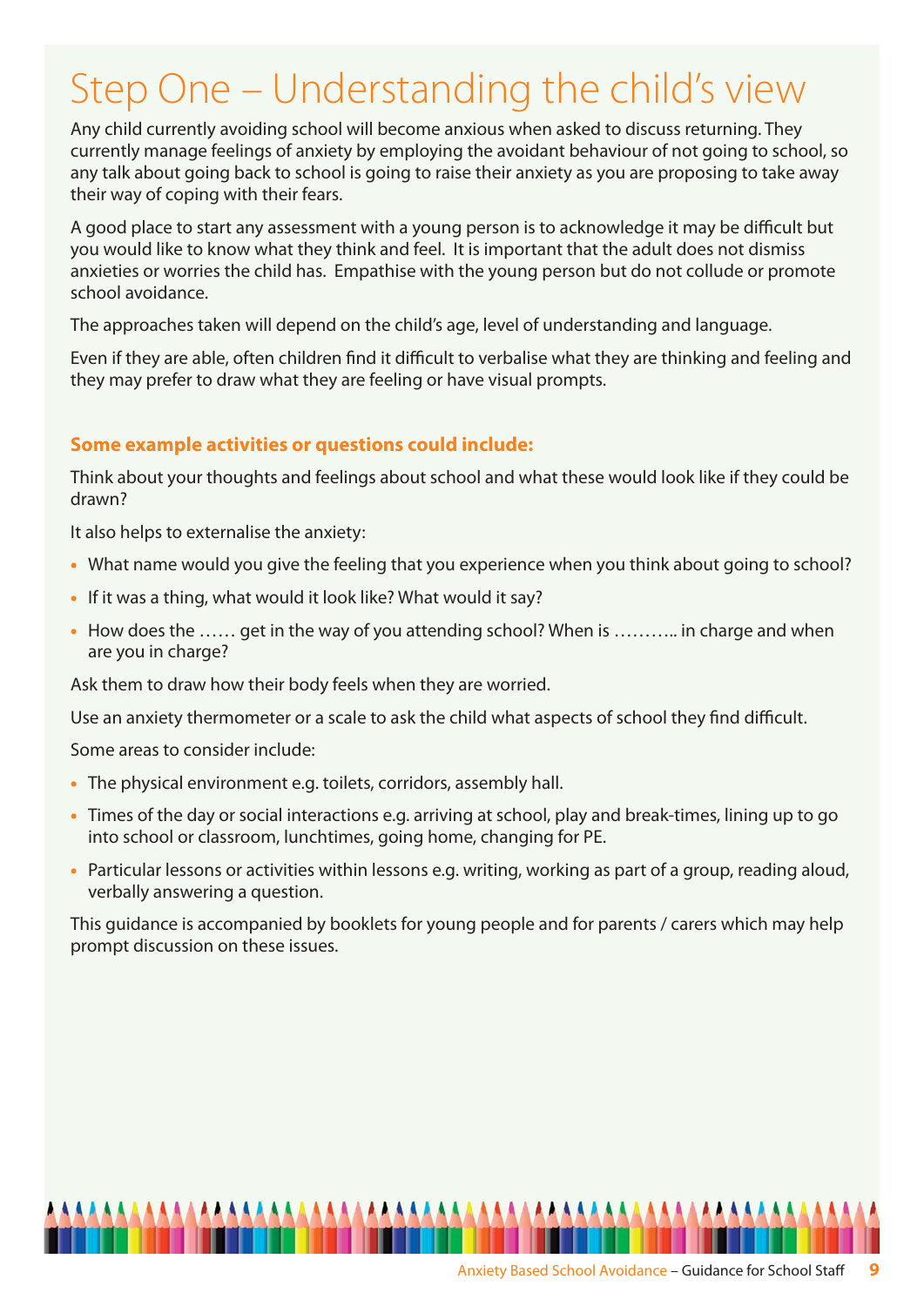# Step One – Understanding the child's view

Any child currently avoiding school will become anxious when asked to discuss returning. They currently manage feelings of anxiety by employing the avoidant behaviour of not going to school, so any talk about going back to school is going to raise their anxiety as you are proposing to take away their way of coping with their fears.

A good place to start any assessment with a young person is to acknowledge it may be difficult but you would like to know what they think and feel. It is important that the adult does not dismiss anxieties or worries the child has. Empathise with the young person but do not collude or promote school avoidance.

The approaches taken will depend on the child's age, level of understanding and language.

Even if they are able, often children find it difficult to verbalise what they are thinking and feeling and they may prefer to draw what they are feeling or have visual prompts.

**Some example activities or questions could include:**

Think about your thoughts and feelings about school and what these would look like if they could be drawn?

It also helps to externalise the anxiety:

- What name would you give the feeling that you experience when you think about going to school?
- If it was a thing, what would it look like? What would it say?
- How does the …… get in the way of you attending school? When is ……….. in charge and when are you in charge?

Ask them to draw how their body feels when they are worried.

Use an anxiety thermometer or a scale to ask the child what aspects of school they find difficult.

Some areas to consider include:

- The physical environment e.g. toilets, corridors, assembly hall.
- Times of the day or social interactions e.g. arriving at school, play and break-times, lining up to go into school or classroom, lunchtimes, going home, changing for PE.
- Particular lessons or activities within lessons e.g. writing, working as part of a group, reading aloud, verbally answering a question.

This guidance is accompanied by booklets for young people and for parents / carers which may help prompt discussion on these issues.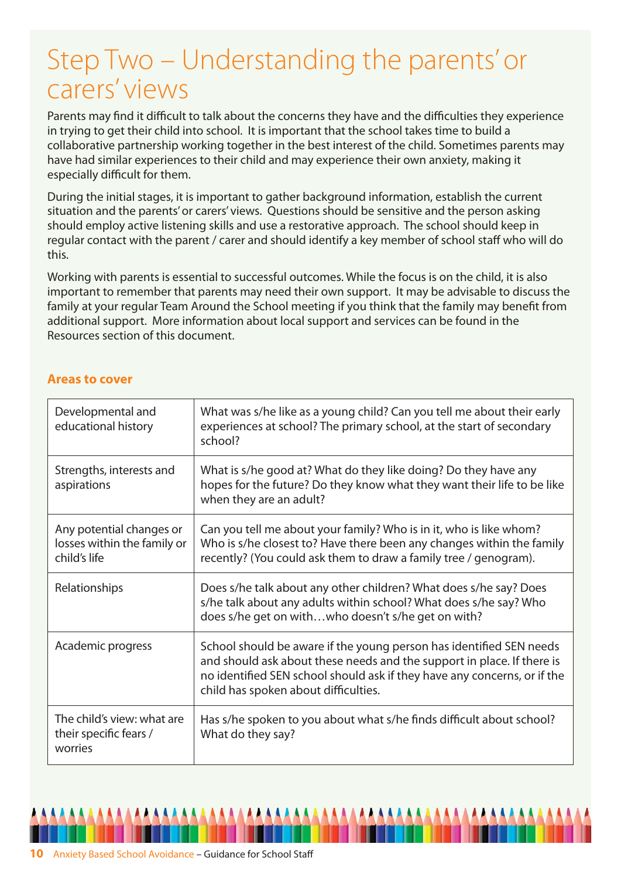# Step Two – Understanding the parents' or carers' views

Parents may find it difficult to talk about the concerns they have and the difficulties they experience in trying to get their child into school. It is important that the school takes time to build a collaborative partnership working together in the best interest of the child. Sometimes parents may have had similar experiences to their child and may experience their own anxiety, making it especially difficult for them.

During the initial stages, it is important to gather background information, establish the current situation and the parents' or carers' views. Questions should be sensitive and the person asking should employ active listening skills and use a restorative approach. The school should keep in regular contact with the parent / carer and should identify a key member of school staff who will do this.

Working with parents is essential to successful outcomes. While the focus is on the child, it is also important to remember that parents may need their own support. It may be advisable to discuss the family at your regular Team Around the School meeting if you think that the family may benefit from additional support. More information about local support and services can be found in the Resources section of this document.

### Areas to cover

| | |
|---|---|
| Developmental and educational history | What was s/he like as a young child? Can you tell me about their early experiences at school? The primary school, at the start of secondary school? |
| Strengths, interests and aspirations | What is s/he good at? What do they like doing? Do they have any hopes for the future? Do they know what they want their life to be like when they are an adult? |
| Any potential changes or losses within the family or child's life | Can you tell me about your family? Who is in it, who is like whom? Who is s/he closest to? Have there been any changes within the family recently? (You could ask them to draw a family tree / genogram). |
| Relationships | Does s/he talk about any other children? What does s/he say? Does s/he talk about any adults within school? What does s/he say? Who does s/he get on with…who doesn't s/he get on with? |
| Academic progress | School should be aware if the young person has identified SEN needs and should ask about these needs and the support in place. If there is no identified SEN school should ask if they have any concerns, or if the child has spoken about difficulties. |
| The child's view: what are their specific fears / worries | Has s/he spoken to you about what s/he finds difficult about school? What do they say? |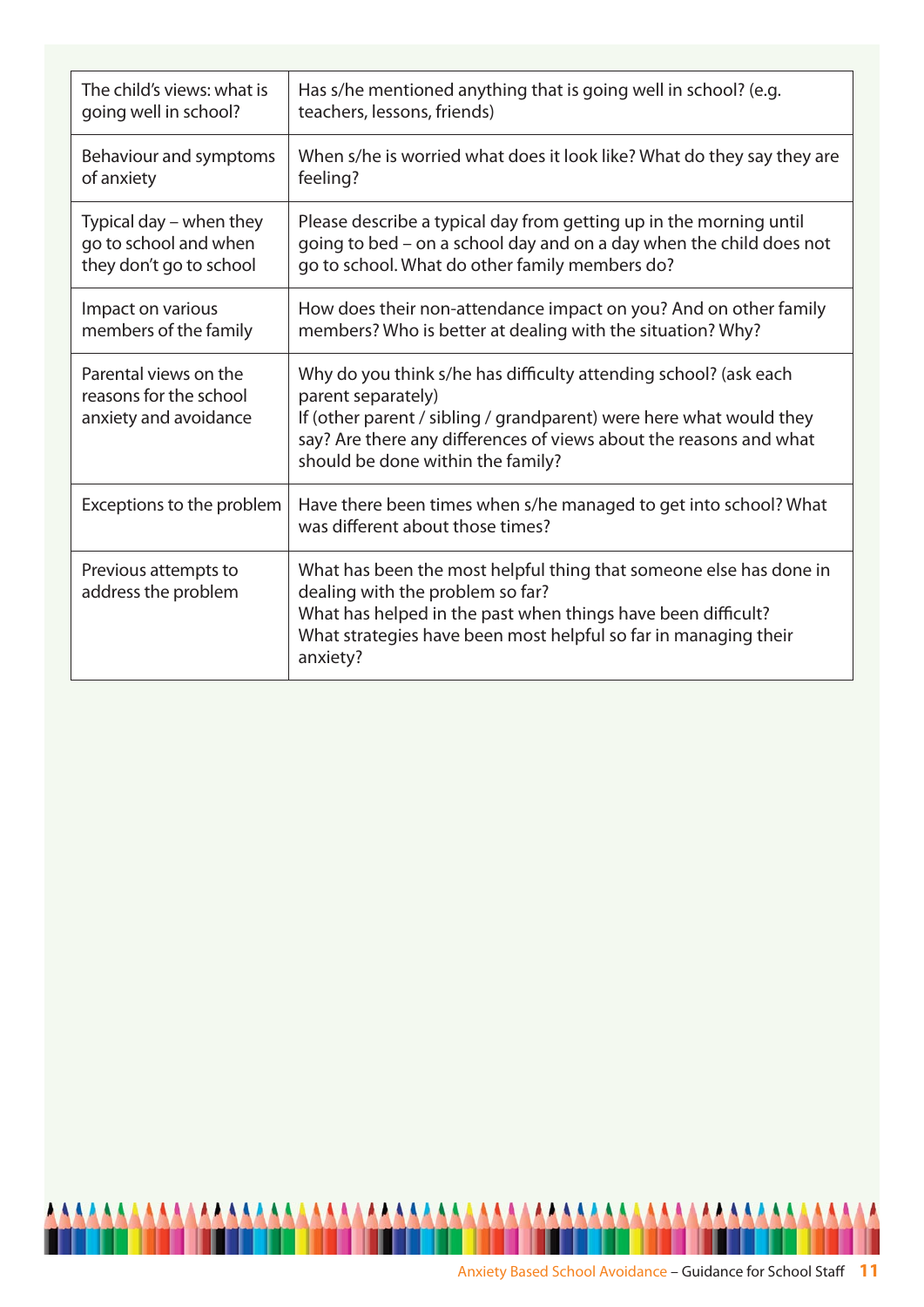| | |
|---|---|
| The child's views: what is going well in school? | Has s/he mentioned anything that is going well in school? (e.g. teachers, lessons, friends) |
| Behaviour and symptoms of anxiety | When s/he is worried what does it look like? What do they say they are feeling? |
| Typical day – when they go to school and when they don't go to school | Please describe a typical day from getting up in the morning until going to bed – on a school day and on a day when the child does not go to school. What do other family members do? |
| Impact on various members of the family | How does their non-attendance impact on you? And on other family members? Who is better at dealing with the situation? Why? |
| Parental views on the reasons for the school anxiety and avoidance | Why do you think s/he has difficulty attending school? (ask each parent separately)<br>If (other parent / sibling / grandparent) were here what would they say? Are there any differences of views about the reasons and what should be done within the family? |
| Exceptions to the problem | Have there been times when s/he managed to get into school? What was different about those times? |
| Previous attempts to address the problem | What has been the most helpful thing that someone else has done in dealing with the problem so far?<br>What has helped in the past when things have been difficult?<br>What strategies have been most helpful so far in managing their anxiety? |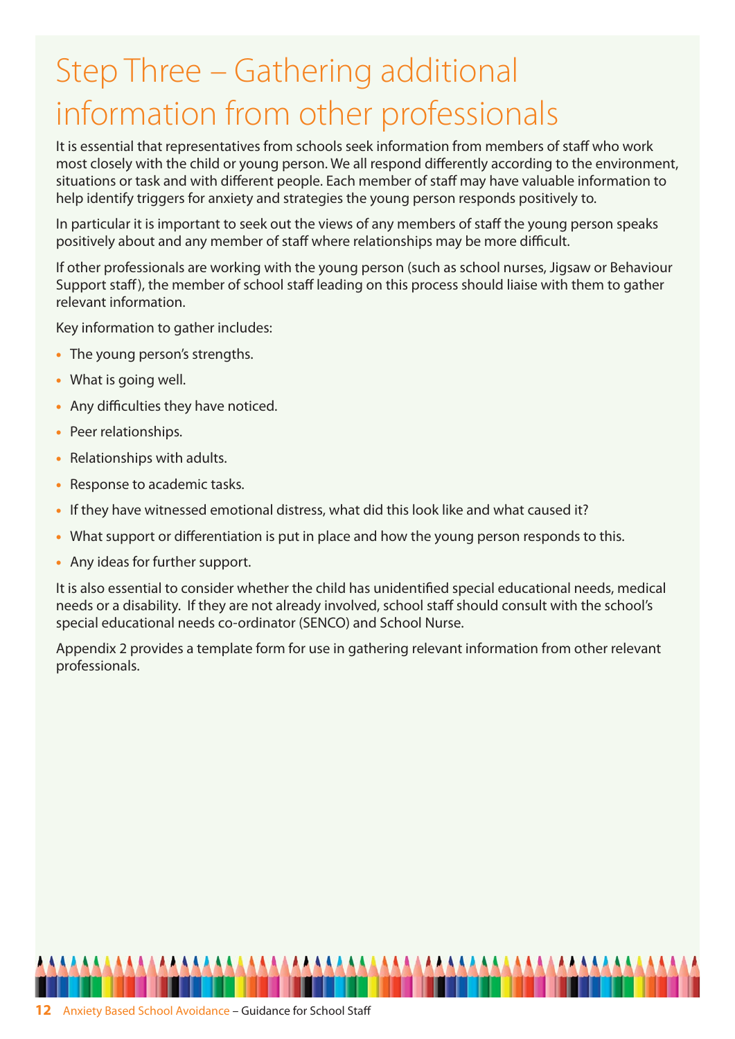# Step Three – Gathering additional information from other professionals

It is essential that representatives from schools seek information from members of staff who work most closely with the child or young person. We all respond differently according to the environment, situations or task and with different people. Each member of staff may have valuable information to help identify triggers for anxiety and strategies the young person responds positively to.

In particular it is important to seek out the views of any members of staff the young person speaks positively about and any member of staff where relationships may be more difficult.

If other professionals are working with the young person (such as school nurses, Jigsaw or Behaviour Support staff), the member of school staff leading on this process should liaise with them to gather relevant information.

Key information to gather includes:

- The young person's strengths.
- What is going well.
- Any difficulties they have noticed.
- Peer relationships.
- Relationships with adults.
- Response to academic tasks.
- If they have witnessed emotional distress, what did this look like and what caused it?
- What support or differentiation is put in place and how the young person responds to this.
- Any ideas for further support.

It is also essential to consider whether the child has unidentified special educational needs, medical needs or a disability. If they are not already involved, school staff should consult with the school's special educational needs co-ordinator (SENCO) and School Nurse.

Appendix 2 provides a template form for use in gathering relevant information from other relevant professionals.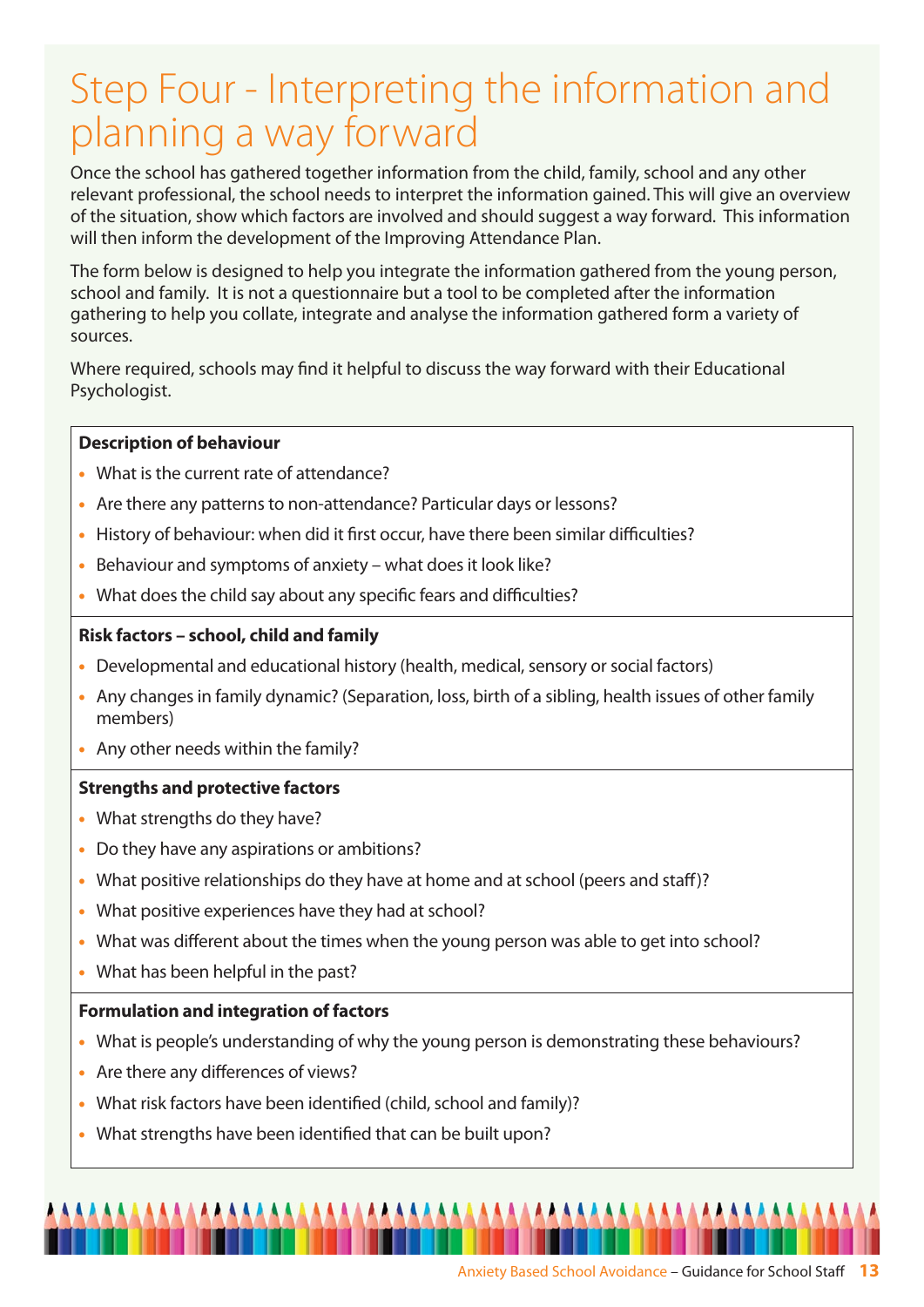# Step Four - Interpreting the information and planning a way forward

Once the school has gathered together information from the child, family, school and any other relevant professional, the school needs to interpret the information gained. This will give an overview of the situation, show which factors are involved and should suggest a way forward. This information will then inform the development of the Improving Attendance Plan.

The form below is designed to help you integrate the information gathered from the young person, school and family. It is not a questionnaire but a tool to be completed after the information gathering to help you collate, integrate and analyse the information gathered form a variety of sources.

Where required, schools may find it helpful to discuss the way forward with their Educational Psychologist.

**Description of behaviour**

- What is the current rate of attendance?
- Are there any patterns to non-attendance? Particular days or lessons?
- History of behaviour: when did it first occur, have there been similar difficulties?
- Behaviour and symptoms of anxiety – what does it look like?
- What does the child say about any specific fears and difficulties?

**Risk factors – school, child and family**

- Developmental and educational history (health, medical, sensory or social factors)
- Any changes in family dynamic? (Separation, loss, birth of a sibling, health issues of other family members)
- Any other needs within the family?

**Strengths and protective factors**

- What strengths do they have?
- Do they have any aspirations or ambitions?
- What positive relationships do they have at home and at school (peers and staff)?
- What positive experiences have they had at school?
- What was different about the times when the young person was able to get into school?
- What has been helpful in the past?

**Formulation and integration of factors**

- What is people's understanding of why the young person is demonstrating these behaviours?
- Are there any differences of views?
- What risk factors have been identified (child, school and family)?
- What strengths have been identified that can be built upon?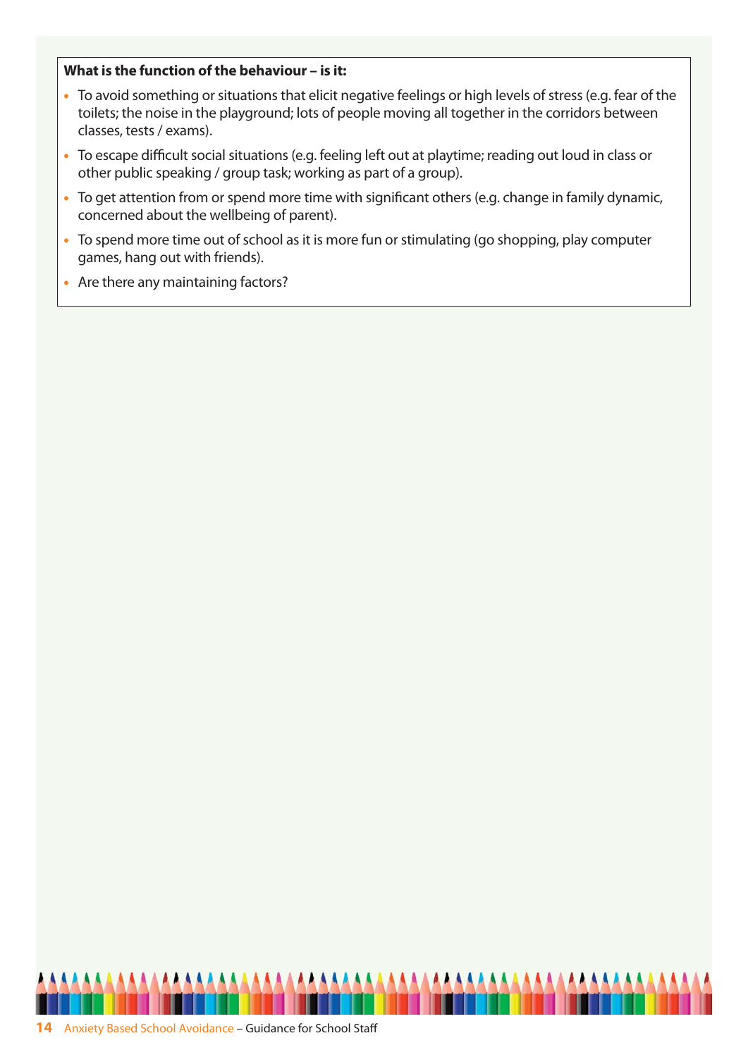**What is the function of the behaviour – is it:**

- To avoid something or situations that elicit negative feelings or high levels of stress (e.g. fear of the toilets; the noise in the playground; lots of people moving all together in the corridors between classes, tests / exams).
- To escape difficult social situations (e.g. feeling left out at playtime; reading out loud in class or other public speaking / group task; working as part of a group).
- To get attention from or spend more time with significant others (e.g. change in family dynamic, concerned about the wellbeing of parent).
- To spend more time out of school as it is more fun or stimulating (go shopping, play computer games, hang out with friends).
- Are there any maintaining factors?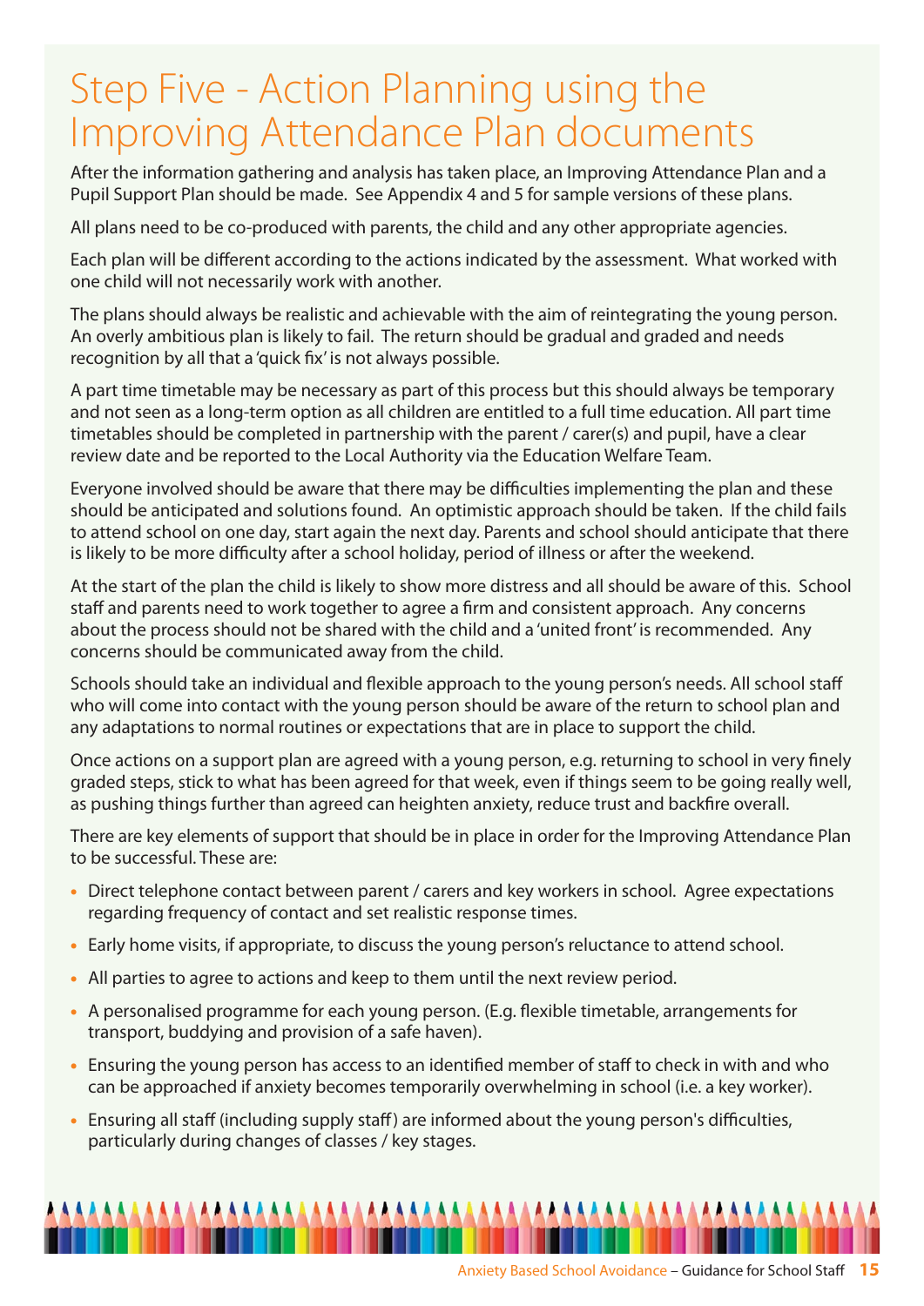# Step Five - Action Planning using the Improving Attendance Plan documents

After the information gathering and analysis has taken place, an Improving Attendance Plan and a Pupil Support Plan should be made. See Appendix 4 and 5 for sample versions of these plans.

All plans need to be co-produced with parents, the child and any other appropriate agencies.

Each plan will be different according to the actions indicated by the assessment. What worked with one child will not necessarily work with another.

The plans should always be realistic and achievable with the aim of reintegrating the young person. An overly ambitious plan is likely to fail. The return should be gradual and graded and needs recognition by all that a 'quick fix' is not always possible.

A part time timetable may be necessary as part of this process but this should always be temporary and not seen as a long-term option as all children are entitled to a full time education. All part time timetables should be completed in partnership with the parent / carer(s) and pupil, have a clear review date and be reported to the Local Authority via the Education Welfare Team.

Everyone involved should be aware that there may be difficulties implementing the plan and these should be anticipated and solutions found. An optimistic approach should be taken. If the child fails to attend school on one day, start again the next day. Parents and school should anticipate that there is likely to be more difficulty after a school holiday, period of illness or after the weekend.

At the start of the plan the child is likely to show more distress and all should be aware of this. School staff and parents need to work together to agree a firm and consistent approach. Any concerns about the process should not be shared with the child and a 'united front' is recommended. Any concerns should be communicated away from the child.

Schools should take an individual and flexible approach to the young person's needs. All school staff who will come into contact with the young person should be aware of the return to school plan and any adaptations to normal routines or expectations that are in place to support the child.

Once actions on a support plan are agreed with a young person, e.g. returning to school in very finely graded steps, stick to what has been agreed for that week, even if things seem to be going really well, as pushing things further than agreed can heighten anxiety, reduce trust and backfire overall.

There are key elements of support that should be in place in order for the Improving Attendance Plan to be successful. These are:

- Direct telephone contact between parent / carers and key workers in school. Agree expectations regarding frequency of contact and set realistic response times.
- Early home visits, if appropriate, to discuss the young person's reluctance to attend school.
- All parties to agree to actions and keep to them until the next review period.
- A personalised programme for each young person. (E.g. flexible timetable, arrangements for transport, buddying and provision of a safe haven).
- Ensuring the young person has access to an identified member of staff to check in with and who can be approached if anxiety becomes temporarily overwhelming in school (i.e. a key worker).
- Ensuring all staff (including supply staff) are informed about the young person's difficulties, particularly during changes of classes / key stages.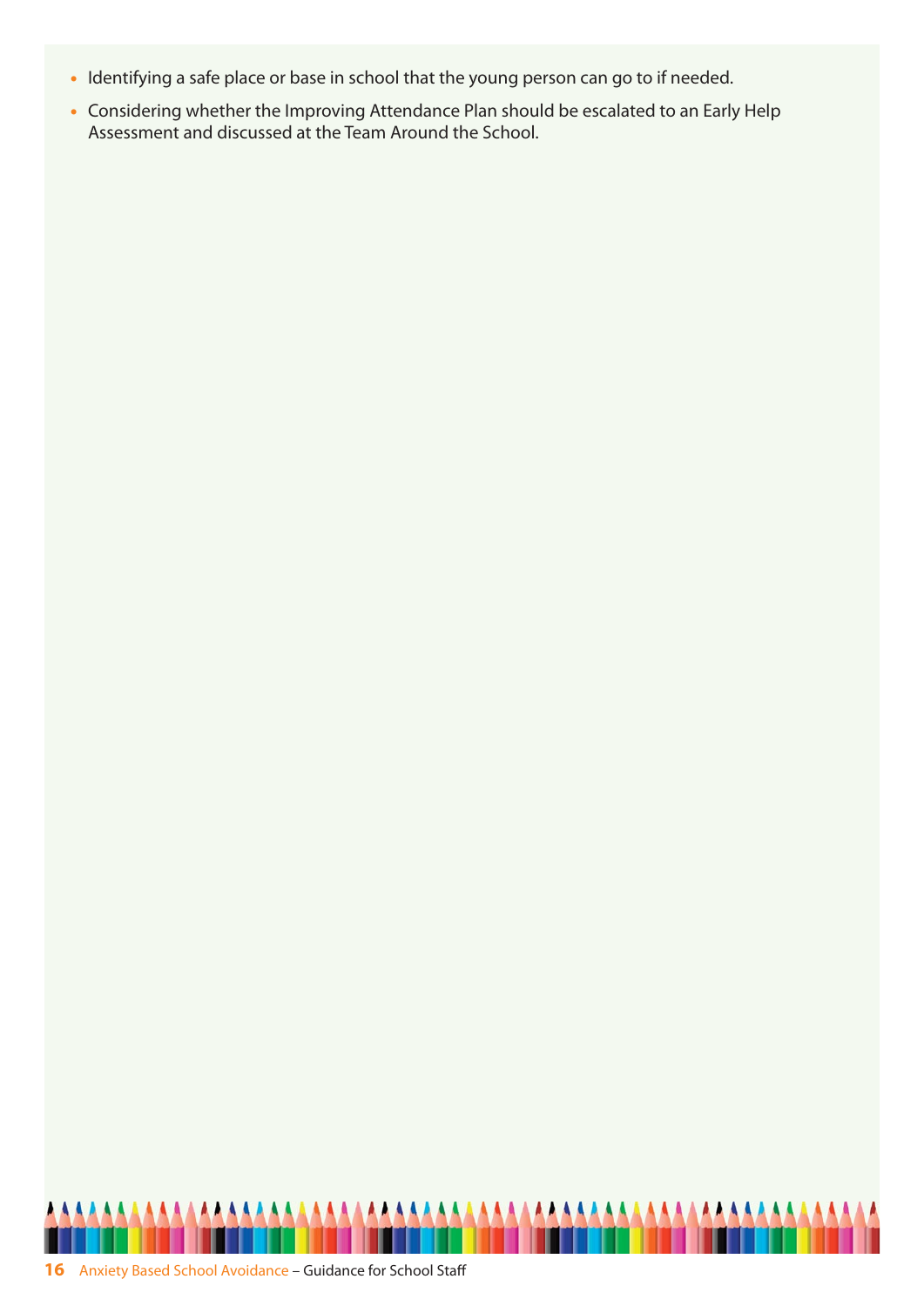- Identifying a safe place or base in school that the young person can go to if needed.
- Considering whether the Improving Attendance Plan should be escalated to an Early Help Assessment and discussed at the Team Around the School.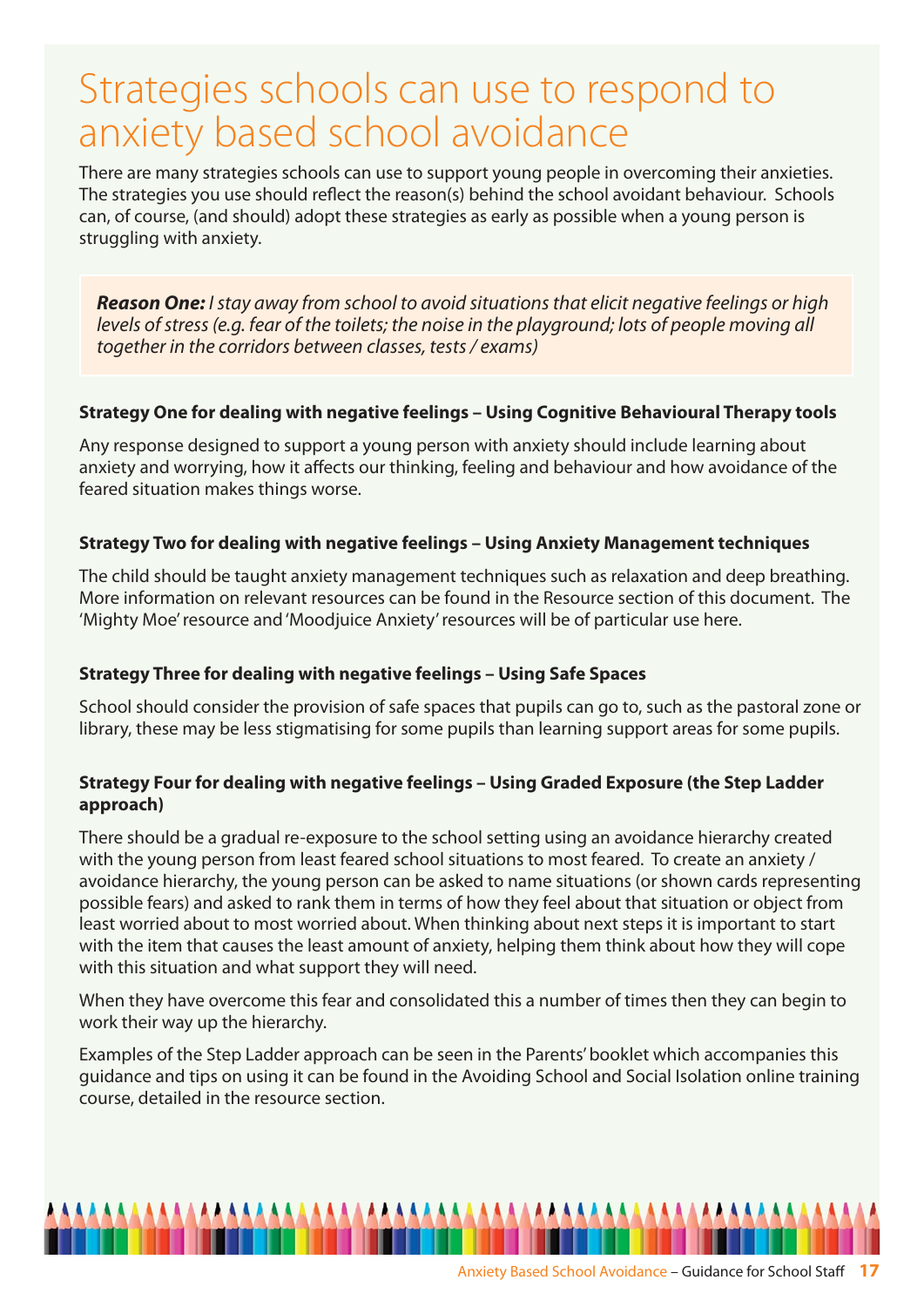# Strategies schools can use to respond to anxiety based school avoidance

There are many strategies schools can use to support young people in overcoming their anxieties. The strategies you use should reflect the reason(s) behind the school avoidant behaviour. Schools can, of course, (and should) adopt these strategies as early as possible when a young person is struggling with anxiety.

***Reason One:*** *I stay away from school to avoid situations that elicit negative feelings or high levels of stress (e.g. fear of the toilets; the noise in the playground; lots of people moving all together in the corridors between classes, tests / exams)*

**Strategy One for dealing with negative feelings – Using Cognitive Behavioural Therapy tools**

Any response designed to support a young person with anxiety should include learning about anxiety and worrying, how it affects our thinking, feeling and behaviour and how avoidance of the feared situation makes things worse.

**Strategy Two for dealing with negative feelings – Using Anxiety Management techniques**

The child should be taught anxiety management techniques such as relaxation and deep breathing. More information on relevant resources can be found in the Resource section of this document. The 'Mighty Moe' resource and 'Moodjuice Anxiety' resources will be of particular use here.

**Strategy Three for dealing with negative feelings – Using Safe Spaces**

School should consider the provision of safe spaces that pupils can go to, such as the pastoral zone or library, these may be less stigmatising for some pupils than learning support areas for some pupils.

**Strategy Four for dealing with negative feelings – Using Graded Exposure (the Step Ladder approach)**

There should be a gradual re-exposure to the school setting using an avoidance hierarchy created with the young person from least feared school situations to most feared. To create an anxiety / avoidance hierarchy, the young person can be asked to name situations (or shown cards representing possible fears) and asked to rank them in terms of how they feel about that situation or object from least worried about to most worried about. When thinking about next steps it is important to start with the item that causes the least amount of anxiety, helping them think about how they will cope with this situation and what support they will need.

When they have overcome this fear and consolidated this a number of times then they can begin to work their way up the hierarchy.

Examples of the Step Ladder approach can be seen in the Parents' booklet which accompanies this guidance and tips on using it can be found in the Avoiding School and Social Isolation online training course, detailed in the resource section.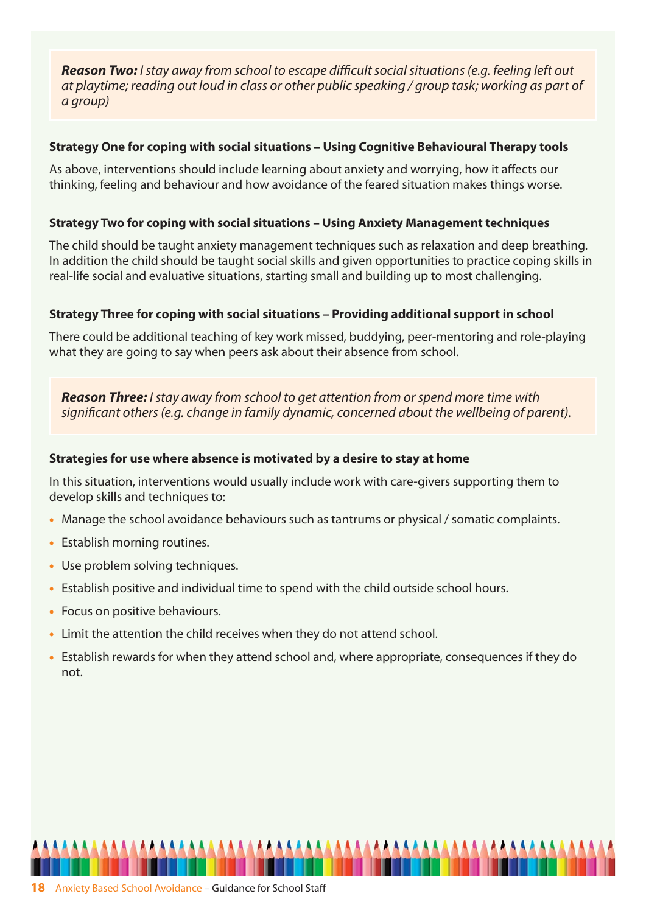***Reason Two:*** *I stay away from school to escape difficult social situations (e.g. feeling left out at playtime; reading out loud in class or other public speaking / group task; working as part of a group)*

**Strategy One for coping with social situations – Using Cognitive Behavioural Therapy tools**

As above, interventions should include learning about anxiety and worrying, how it affects our thinking, feeling and behaviour and how avoidance of the feared situation makes things worse.

**Strategy Two for coping with social situations – Using Anxiety Management techniques**

The child should be taught anxiety management techniques such as relaxation and deep breathing. In addition the child should be taught social skills and given opportunities to practice coping skills in real-life social and evaluative situations, starting small and building up to most challenging.

**Strategy Three for coping with social situations – Providing additional support in school**

There could be additional teaching of key work missed, buddying, peer-mentoring and role-playing what they are going to say when peers ask about their absence from school.

***Reason Three:*** *I stay away from school to get attention from or spend more time with significant others (e.g. change in family dynamic, concerned about the wellbeing of parent).*

**Strategies for use where absence is motivated by a desire to stay at home**

In this situation, interventions would usually include work with care-givers supporting them to develop skills and techniques to:

- Manage the school avoidance behaviours such as tantrums or physical / somatic complaints.
- Establish morning routines.
- Use problem solving techniques.
- Establish positive and individual time to spend with the child outside school hours.
- Focus on positive behaviours.
- Limit the attention the child receives when they do not attend school.
- Establish rewards for when they attend school and, where appropriate, consequences if they do not.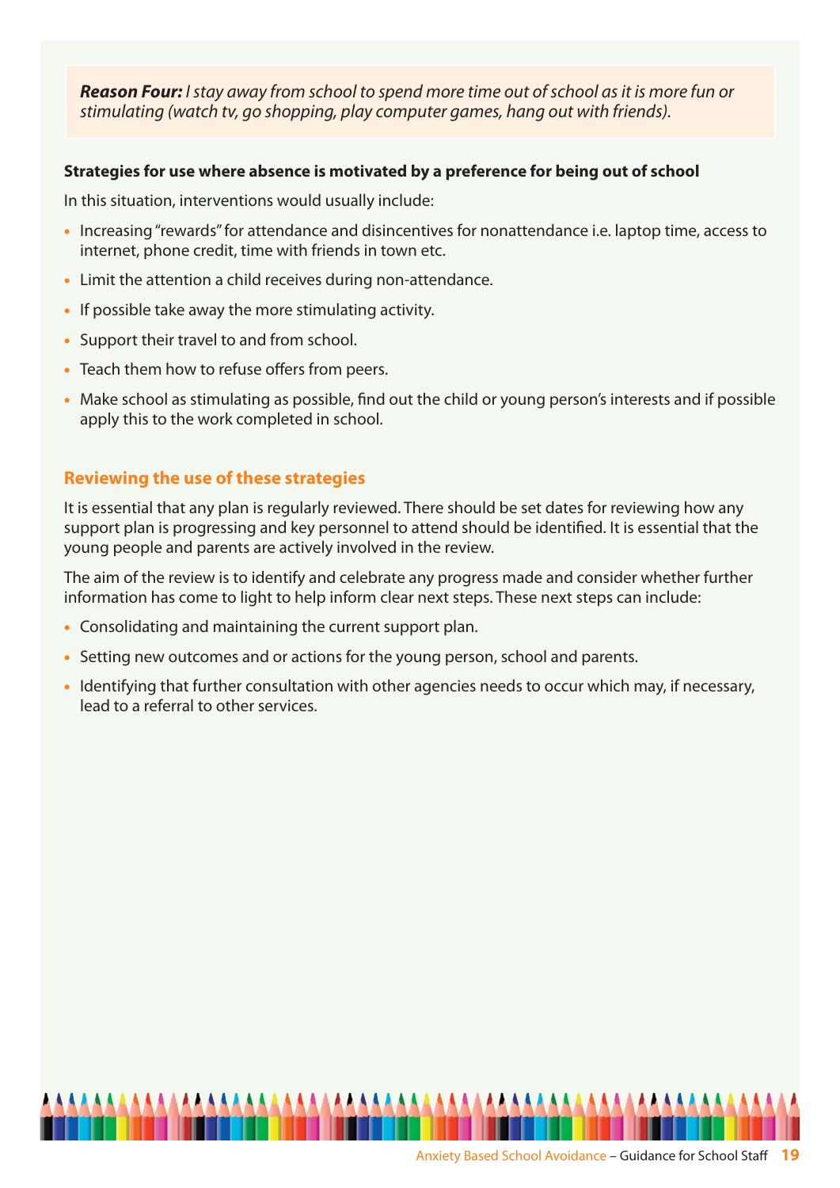***Reason Four:*** *I stay away from school to spend more time out of school as it is more fun or stimulating (watch tv, go shopping, play computer games, hang out with friends).*

**Strategies for use where absence is motivated by a preference for being out of school**

In this situation, interventions would usually include:

- Increasing "rewards" for attendance and disincentives for nonattendance i.e. laptop time, access to internet, phone credit, time with friends in town etc.
- Limit the attention a child receives during non-attendance.
- If possible take away the more stimulating activity.
- Support their travel to and from school.
- Teach them how to refuse offers from peers.
- Make school as stimulating as possible, find out the child or young person's interests and if possible apply this to the work completed in school.

### Reviewing the use of these strategies

It is essential that any plan is regularly reviewed. There should be set dates for reviewing how any support plan is progressing and key personnel to attend should be identified. It is essential that the young people and parents are actively involved in the review.

The aim of the review is to identify and celebrate any progress made and consider whether further information has come to light to help inform clear next steps. These next steps can include:

- Consolidating and maintaining the current support plan.
- Setting new outcomes and or actions for the young person, school and parents.
- Identifying that further consultation with other agencies needs to occur which may, if necessary, lead to a referral to other services.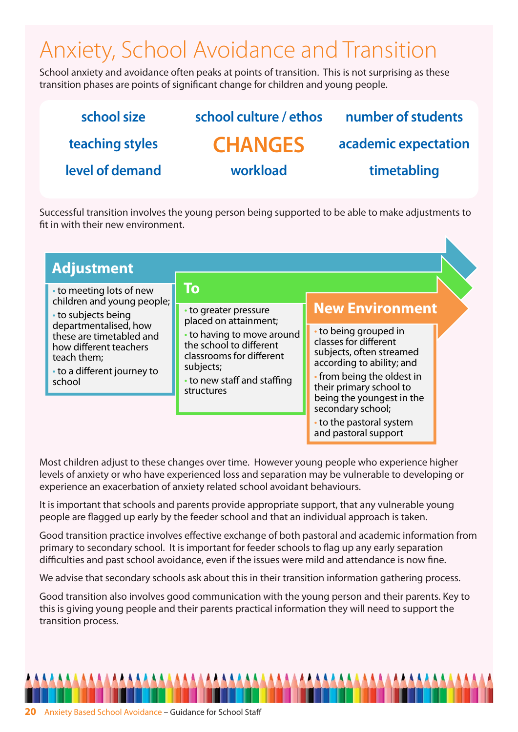# Anxiety, School Avoidance and Transition

School anxiety and avoidance often peaks at points of transition. This is not surprising as these transition phases are points of significant change for children and young people.

| | | |
|---|---|---|
| school size | school culture / ethos | number of students |
| teaching styles | **CHANGES** | academic expectation |
| level of demand | workload | timetabling |

Successful transition involves the young person being supported to be able to make adjustments to fit in with their new environment.

## Adjustment

- to meeting lots of new children and young people;
- to subjects being departmentalised, how these are timetabled and how different teachers teach them;
- to a different journey to school

## To

- to greater pressure placed on attainment;
- to having to move around the school to different classrooms for different subjects;
- to new staff and staffing structures

## New Environment

- to being grouped in classes for different subjects, often streamed according to ability; and
- from being the oldest in their primary school to being the youngest in the secondary school;
- to the pastoral system and pastoral support

Most children adjust to these changes over time. However young people who experience higher levels of anxiety or who have experienced loss and separation may be vulnerable to developing or experience an exacerbation of anxiety related school avoidant behaviours.

It is important that schools and parents provide appropriate support, that any vulnerable young people are flagged up early by the feeder school and that an individual approach is taken.

Good transition practice involves effective exchange of both pastoral and academic information from primary to secondary school. It is important for feeder schools to flag up any early separation difficulties and past school avoidance, even if the issues were mild and attendance is now fine.

We advise that secondary schools ask about this in their transition information gathering process.

Good transition also involves good communication with the young person and their parents. Key to this is giving young people and their parents practical information they will need to support the transition process.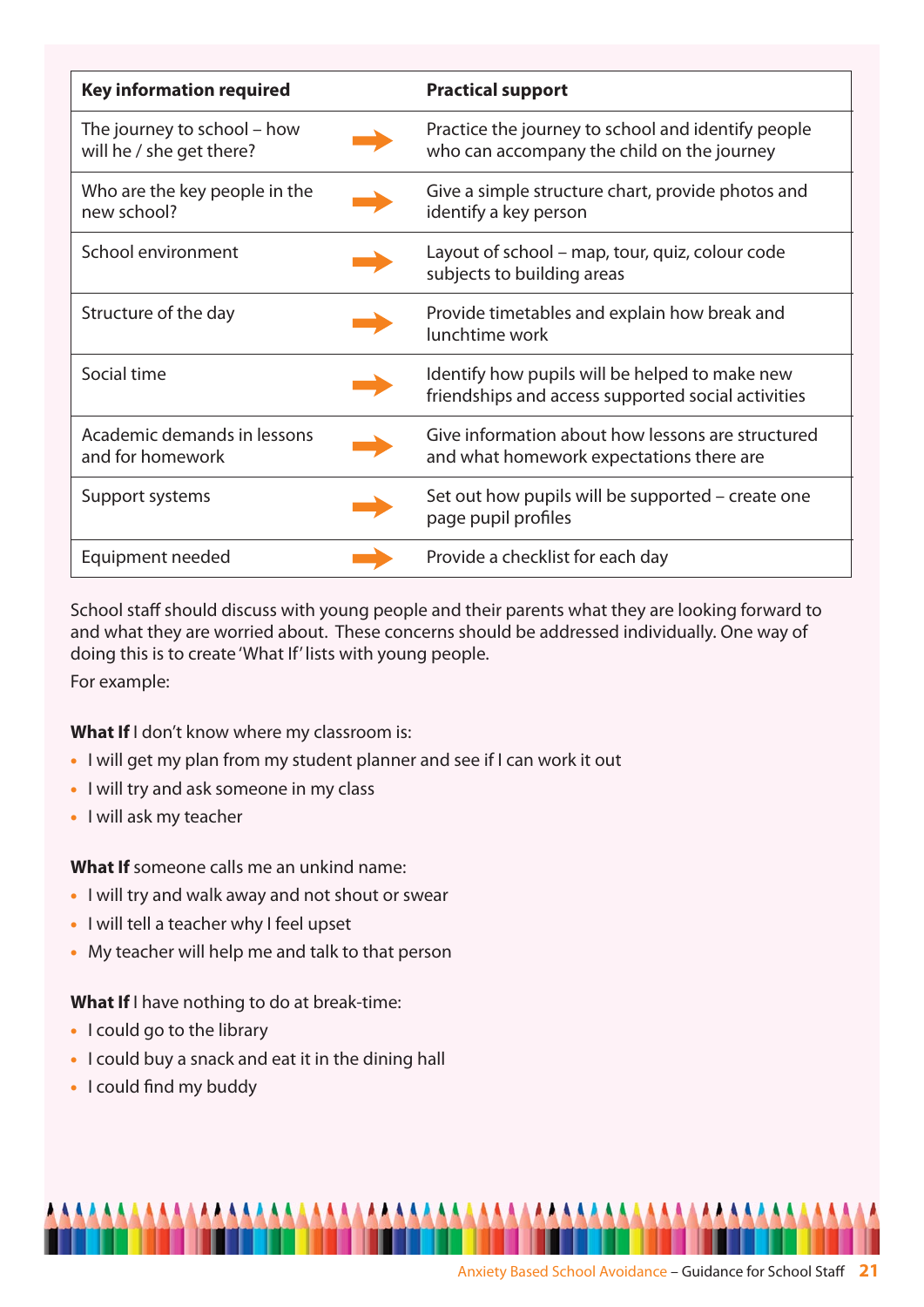| Key information required | | Practical support |
|---|---|---|
| The journey to school – how will he / she get there? | → | Practice the journey to school and identify people who can accompany the child on the journey |
| Who are the key people in the new school? | → | Give a simple structure chart, provide photos and identify a key person |
| School environment | → | Layout of school – map, tour, quiz, colour code subjects to building areas |
| Structure of the day | → | Provide timetables and explain how break and lunchtime work |
| Social time | → | Identify how pupils will be helped to make new friendships and access supported social activities |
| Academic demands in lessons and for homework | → | Give information about how lessons are structured and what homework expectations there are |
| Support systems | → | Set out how pupils will be supported – create one page pupil profiles |
| Equipment needed | → | Provide a checklist for each day |

School staff should discuss with young people and their parents what they are looking forward to and what they are worried about. These concerns should be addressed individually. One way of doing this is to create 'What If' lists with young people.

For example:

**What If** I don't know where my classroom is:

- I will get my plan from my student planner and see if I can work it out
- I will try and ask someone in my class
- I will ask my teacher

**What If** someone calls me an unkind name:

- I will try and walk away and not shout or swear
- I will tell a teacher why I feel upset
- My teacher will help me and talk to that person

**What If** I have nothing to do at break-time:

- I could go to the library
- I could buy a snack and eat it in the dining hall
- I could find my buddy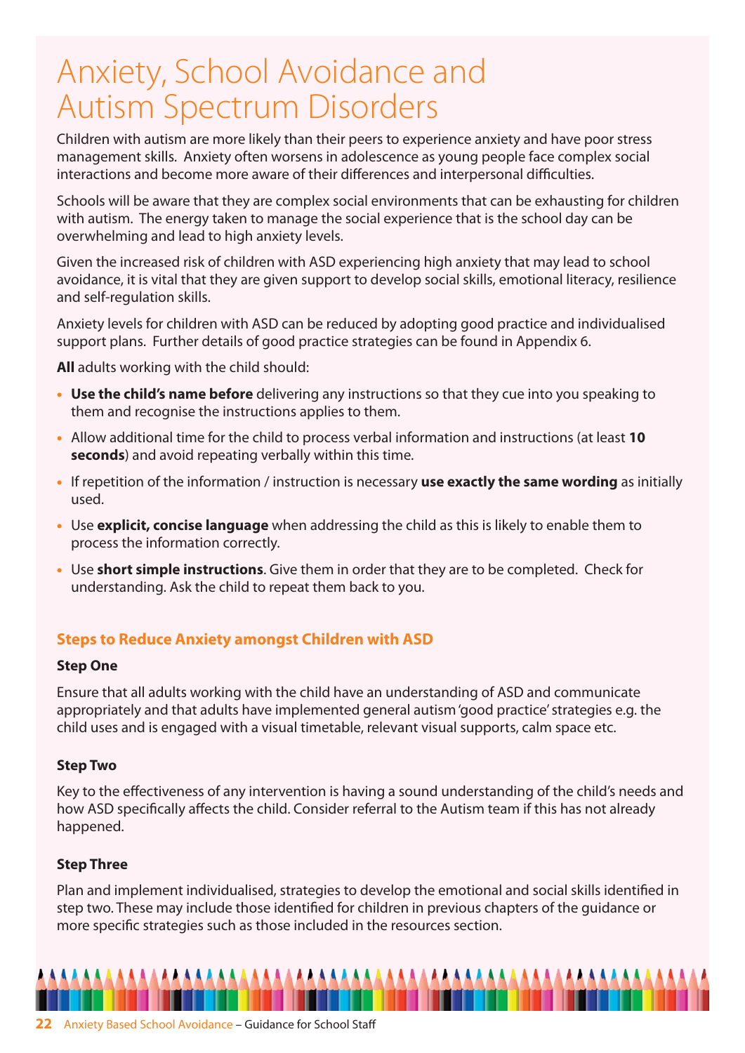# Anxiety, School Avoidance and Autism Spectrum Disorders

Children with autism are more likely than their peers to experience anxiety and have poor stress management skills. Anxiety often worsens in adolescence as young people face complex social interactions and become more aware of their differences and interpersonal difficulties.

Schools will be aware that they are complex social environments that can be exhausting for children with autism. The energy taken to manage the social experience that is the school day can be overwhelming and lead to high anxiety levels.

Given the increased risk of children with ASD experiencing high anxiety that may lead to school avoidance, it is vital that they are given support to develop social skills, emotional literacy, resilience and self-regulation skills.

Anxiety levels for children with ASD can be reduced by adopting good practice and individualised support plans. Further details of good practice strategies can be found in Appendix 6.

**All** adults working with the child should:

- **Use the child's name before** delivering any instructions so that they cue into you speaking to them and recognise the instructions applies to them.
- Allow additional time for the child to process verbal information and instructions (at least **10 seconds**) and avoid repeating verbally within this time.
- If repetition of the information / instruction is necessary **use exactly the same wording** as initially used.
- Use **explicit, concise language** when addressing the child as this is likely to enable them to process the information correctly.
- Use **short simple instructions**. Give them in order that they are to be completed. Check for understanding. Ask the child to repeat them back to you.

## Steps to Reduce Anxiety amongst Children with ASD

### Step One

Ensure that all adults working with the child have an understanding of ASD and communicate appropriately and that adults have implemented general autism 'good practice' strategies e.g. the child uses and is engaged with a visual timetable, relevant visual supports, calm space etc.

### Step Two

Key to the effectiveness of any intervention is having a sound understanding of the child's needs and how ASD specifically affects the child. Consider referral to the Autism team if this has not already happened.

### Step Three

Plan and implement individualised, strategies to develop the emotional and social skills identified in step two. These may include those identified for children in previous chapters of the guidance or more specific strategies such as those included in the resources section.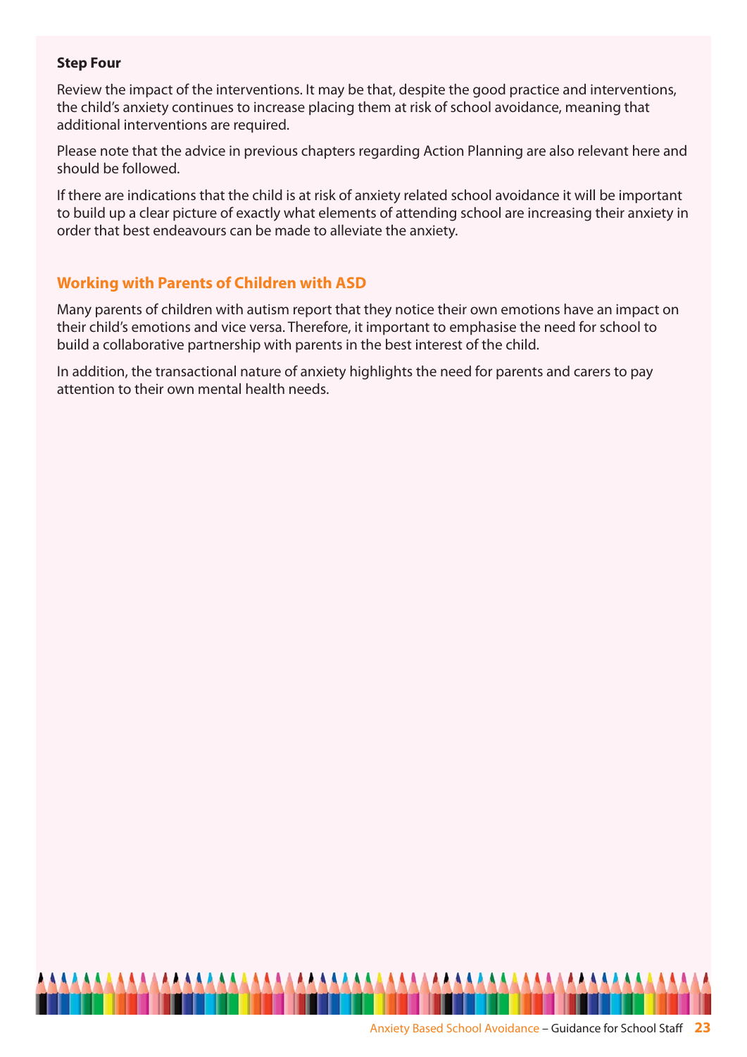**Step Four**

Review the impact of the interventions. It may be that, despite the good practice and interventions, the child's anxiety continues to increase placing them at risk of school avoidance, meaning that additional interventions are required.

Please note that the advice in previous chapters regarding Action Planning are also relevant here and should be followed.

If there are indications that the child is at risk of anxiety related school avoidance it will be important to build up a clear picture of exactly what elements of attending school are increasing their anxiety in order that best endeavours can be made to alleviate the anxiety.

## Working with Parents of Children with ASD

Many parents of children with autism report that they notice their own emotions have an impact on their child's emotions and vice versa. Therefore, it important to emphasise the need for school to build a collaborative partnership with parents in the best interest of the child.

In addition, the transactional nature of anxiety highlights the need for parents and carers to pay attention to their own mental health needs.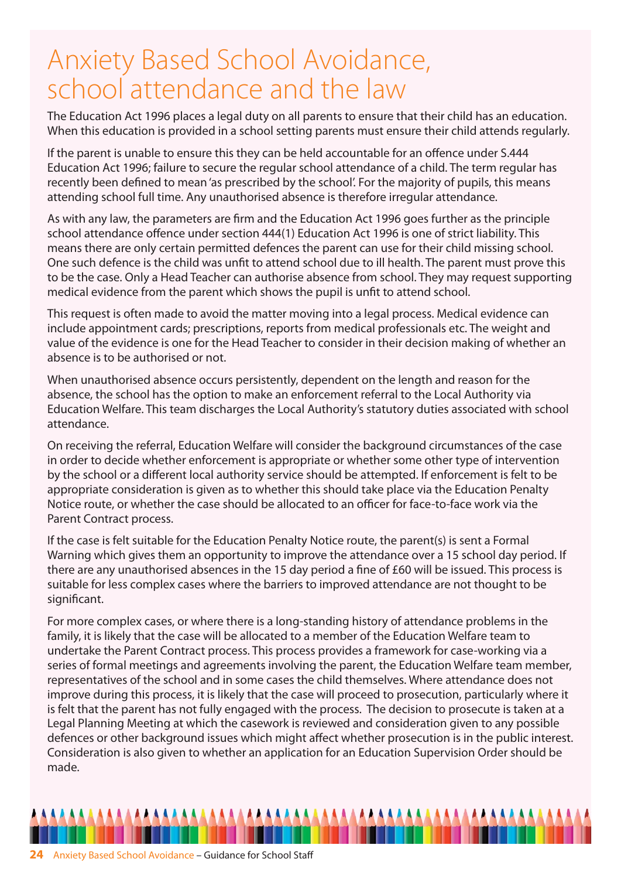# Anxiety Based School Avoidance, school attendance and the law

The Education Act 1996 places a legal duty on all parents to ensure that their child has an education. When this education is provided in a school setting parents must ensure their child attends regularly.

If the parent is unable to ensure this they can be held accountable for an offence under S.444 Education Act 1996; failure to secure the regular school attendance of a child. The term regular has recently been defined to mean 'as prescribed by the school'. For the majority of pupils, this means attending school full time. Any unauthorised absence is therefore irregular attendance.

As with any law, the parameters are firm and the Education Act 1996 goes further as the principle school attendance offence under section 444(1) Education Act 1996 is one of strict liability. This means there are only certain permitted defences the parent can use for their child missing school. One such defence is the child was unfit to attend school due to ill health. The parent must prove this to be the case. Only a Head Teacher can authorise absence from school. They may request supporting medical evidence from the parent which shows the pupil is unfit to attend school.

This request is often made to avoid the matter moving into a legal process. Medical evidence can include appointment cards; prescriptions, reports from medical professionals etc. The weight and value of the evidence is one for the Head Teacher to consider in their decision making of whether an absence is to be authorised or not.

When unauthorised absence occurs persistently, dependent on the length and reason for the absence, the school has the option to make an enforcement referral to the Local Authority via Education Welfare. This team discharges the Local Authority's statutory duties associated with school attendance.

On receiving the referral, Education Welfare will consider the background circumstances of the case in order to decide whether enforcement is appropriate or whether some other type of intervention by the school or a different local authority service should be attempted. If enforcement is felt to be appropriate consideration is given as to whether this should take place via the Education Penalty Notice route, or whether the case should be allocated to an officer for face-to-face work via the Parent Contract process.

If the case is felt suitable for the Education Penalty Notice route, the parent(s) is sent a Formal Warning which gives them an opportunity to improve the attendance over a 15 school day period. If there are any unauthorised absences in the 15 day period a fine of £60 will be issued. This process is suitable for less complex cases where the barriers to improved attendance are not thought to be significant.

For more complex cases, or where there is a long-standing history of attendance problems in the family, it is likely that the case will be allocated to a member of the Education Welfare team to undertake the Parent Contract process. This process provides a framework for case-working via a series of formal meetings and agreements involving the parent, the Education Welfare team member, representatives of the school and in some cases the child themselves. Where attendance does not improve during this process, it is likely that the case will proceed to prosecution, particularly where it is felt that the parent has not fully engaged with the process. The decision to prosecute is taken at a Legal Planning Meeting at which the casework is reviewed and consideration given to any possible defences or other background issues which might affect whether prosecution is in the public interest. Consideration is also given to whether an application for an Education Supervision Order should be made.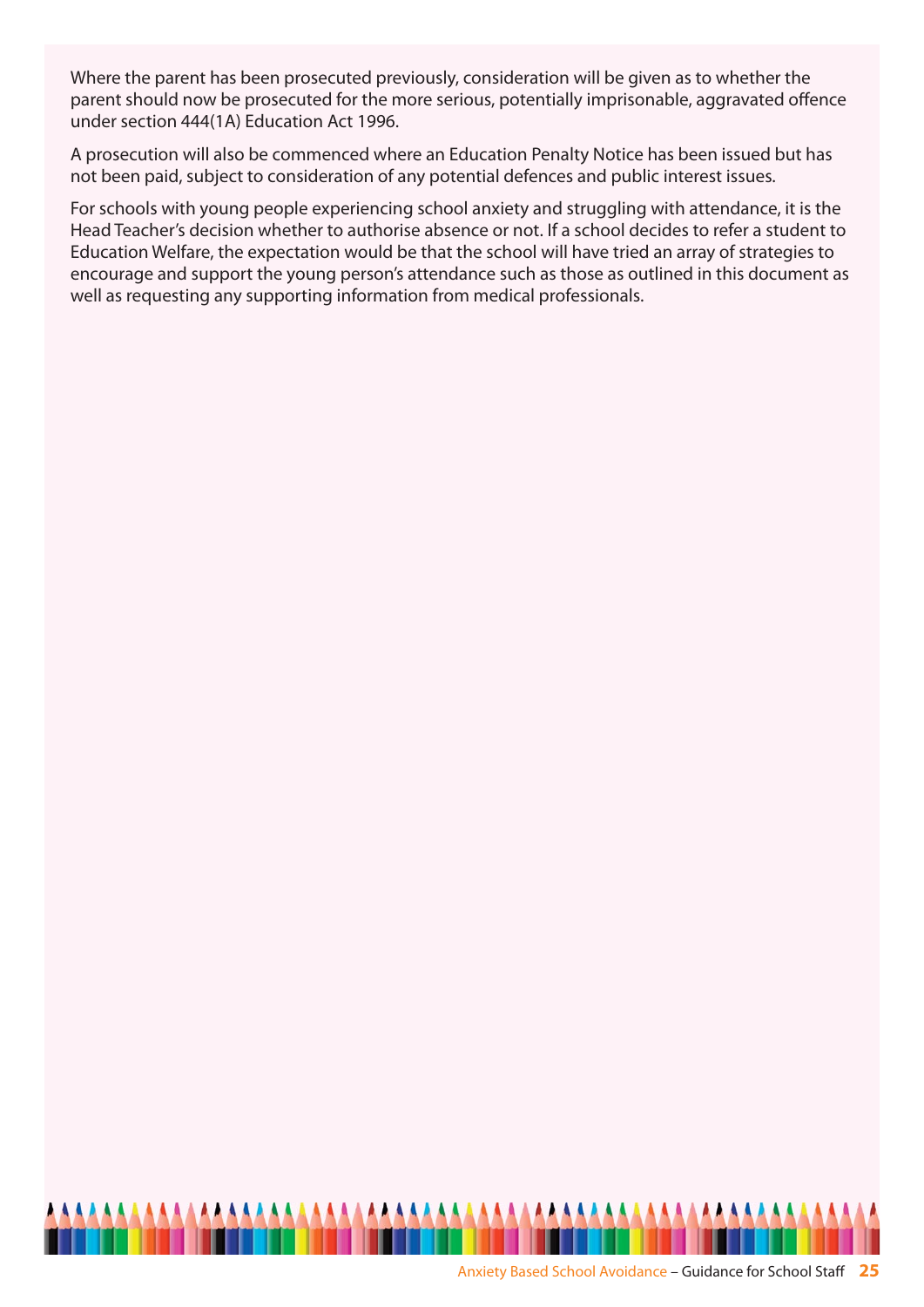Where the parent has been prosecuted previously, consideration will be given as to whether the parent should now be prosecuted for the more serious, potentially imprisonable, aggravated offence under section 444(1A) Education Act 1996.

A prosecution will also be commenced where an Education Penalty Notice has been issued but has not been paid, subject to consideration of any potential defences and public interest issues.

For schools with young people experiencing school anxiety and struggling with attendance, it is the Head Teacher's decision whether to authorise absence or not. If a school decides to refer a student to Education Welfare, the expectation would be that the school will have tried an array of strategies to encourage and support the young person's attendance such as those as outlined in this document as well as requesting any supporting information from medical professionals.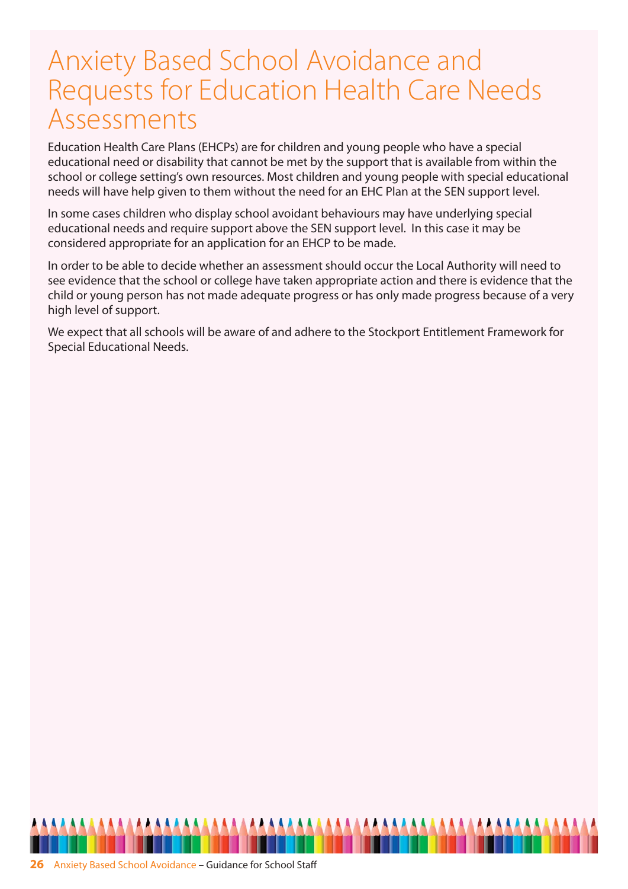# Anxiety Based School Avoidance and Requests for Education Health Care Needs Assessments

Education Health Care Plans (EHCPs) are for children and young people who have a special educational need or disability that cannot be met by the support that is available from within the school or college setting's own resources. Most children and young people with special educational needs will have help given to them without the need for an EHC Plan at the SEN support level.

In some cases children who display school avoidant behaviours may have underlying special educational needs and require support above the SEN support level. In this case it may be considered appropriate for an application for an EHCP to be made.

In order to be able to decide whether an assessment should occur the Local Authority will need to see evidence that the school or college have taken appropriate action and there is evidence that the child or young person has not made adequate progress or has only made progress because of a very high level of support.

We expect that all schools will be aware of and adhere to the Stockport Entitlement Framework for Special Educational Needs.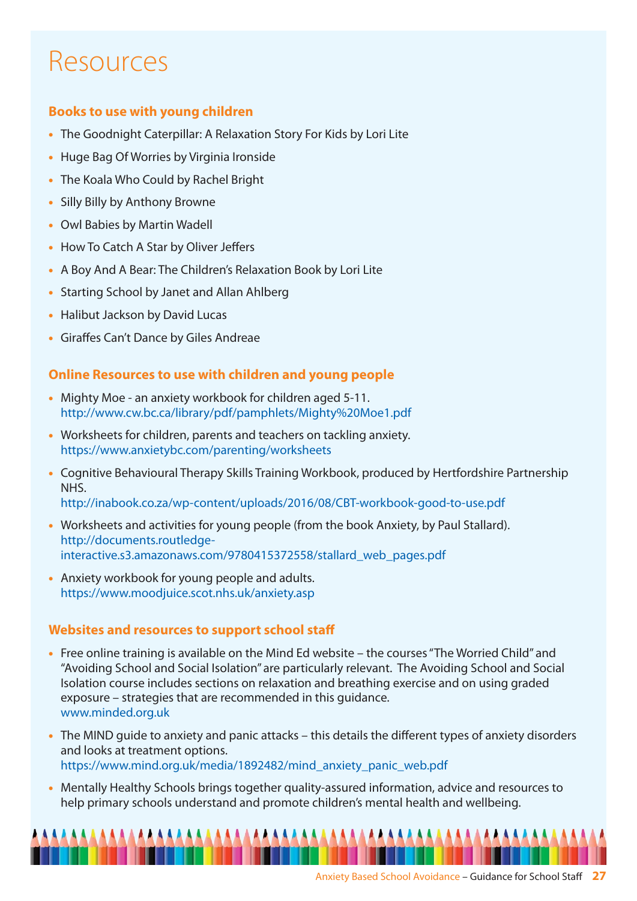# Resources

### Books to use with young children

- The Goodnight Caterpillar: A Relaxation Story For Kids by Lori Lite
- Huge Bag Of Worries by Virginia Ironside
- The Koala Who Could by Rachel Bright
- Silly Billy by Anthony Browne
- Owl Babies by Martin Wadell
- How To Catch A Star by Oliver Jeffers
- A Boy And A Bear: The Children's Relaxation Book by Lori Lite
- Starting School by Janet and Allan Ahlberg
- Halibut Jackson by David Lucas
- Giraffes Can't Dance by Giles Andreae

### Online Resources to use with children and young people

- Mighty Moe - an anxiety workbook for children aged 5-11.
  http://www.cw.bc.ca/library/pdf/pamphlets/Mighty%20Moe1.pdf
- Worksheets for children, parents and teachers on tackling anxiety.
  https://www.anxietybc.com/parenting/worksheets
- Cognitive Behavioural Therapy Skills Training Workbook, produced by Hertfordshire Partnership NHS.
  http://inabook.co.za/wp-content/uploads/2016/08/CBT-workbook-good-to-use.pdf
- Worksheets and activities for young people (from the book Anxiety, by Paul Stallard).
  http://documents.routledge-interactive.s3.amazonaws.com/9780415372558/stallard_web_pages.pdf
- Anxiety workbook for young people and adults.
  https://www.moodjuice.scot.nhs.uk/anxiety.asp

### Websites and resources to support school staff

- Free online training is available on the Mind Ed website – the courses "The Worried Child" and "Avoiding School and Social Isolation" are particularly relevant. The Avoiding School and Social Isolation course includes sections on relaxation and breathing exercise and on using graded exposure – strategies that are recommended in this guidance.
  www.minded.org.uk
- The MIND guide to anxiety and panic attacks – this details the different types of anxiety disorders and looks at treatment options.
  https://www.mind.org.uk/media/1892482/mind_anxiety_panic_web.pdf
- Mentally Healthy Schools brings together quality-assured information, advice and resources to help primary schools understand and promote children's mental health and wellbeing.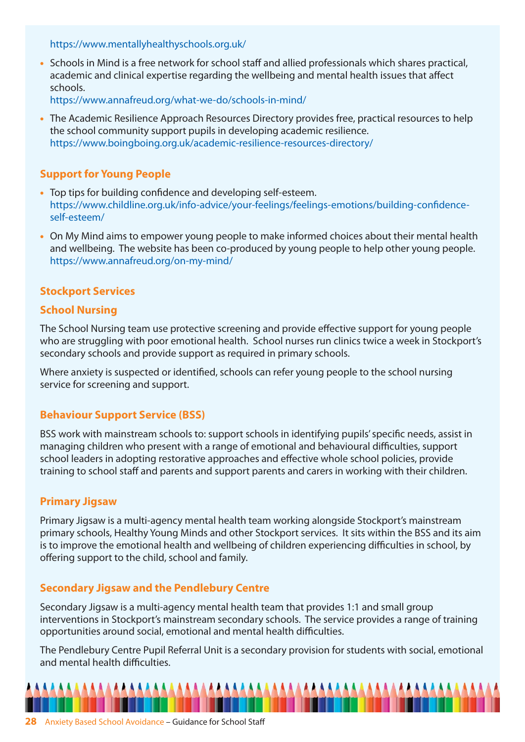https://www.mentallyhealthyschools.org.uk/

- Schools in Mind is a free network for school staff and allied professionals which shares practical, academic and clinical expertise regarding the wellbeing and mental health issues that affect schools.
  https://www.annafreud.org/what-we-do/schools-in-mind/
- The Academic Resilience Approach Resources Directory provides free, practical resources to help the school community support pupils in developing academic resilience.
  https://www.boingboing.org.uk/academic-resilience-resources-directory/

## Support for Young People

- Top tips for building confidence and developing self-esteem.
  https://www.childline.org.uk/info-advice/your-feelings/feelings-emotions/building-confidence-self-esteem/
- On My Mind aims to empower young people to make informed choices about their mental health and wellbeing. The website has been co-produced by young people to help other young people.
  https://www.annafreud.org/on-my-mind/

## Stockport Services

### School Nursing

The School Nursing team use protective screening and provide effective support for young people who are struggling with poor emotional health. School nurses run clinics twice a week in Stockport's secondary schools and provide support as required in primary schools.

Where anxiety is suspected or identified, schools can refer young people to the school nursing service for screening and support.

### Behaviour Support Service (BSS)

BSS work with mainstream schools to: support schools in identifying pupils' specific needs, assist in managing children who present with a range of emotional and behavioural difficulties, support school leaders in adopting restorative approaches and effective whole school policies, provide training to school staff and parents and support parents and carers in working with their children.

### Primary Jigsaw

Primary Jigsaw is a multi-agency mental health team working alongside Stockport's mainstream primary schools, Healthy Young Minds and other Stockport services. It sits within the BSS and its aim is to improve the emotional health and wellbeing of children experiencing difficulties in school, by offering support to the child, school and family.

### Secondary Jigsaw and the Pendlebury Centre

Secondary Jigsaw is a multi-agency mental health team that provides 1:1 and small group interventions in Stockport's mainstream secondary schools. The service provides a range of training opportunities around social, emotional and mental health difficulties.

The Pendlebury Centre Pupil Referral Unit is a secondary provision for students with social, emotional and mental health difficulties.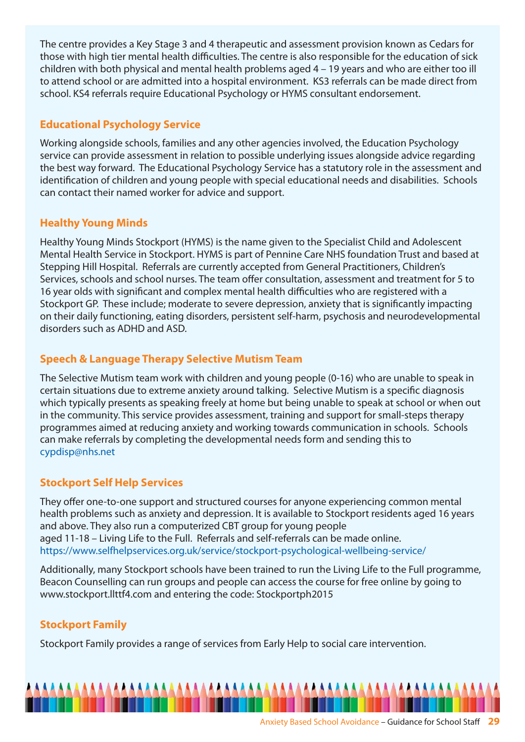The centre provides a Key Stage 3 and 4 therapeutic and assessment provision known as Cedars for those with high tier mental health difficulties. The centre is also responsible for the education of sick children with both physical and mental health problems aged 4 – 19 years and who are either too ill to attend school or are admitted into a hospital environment. KS3 referrals can be made direct from school. KS4 referrals require Educational Psychology or HYMS consultant endorsement.

## Educational Psychology Service

Working alongside schools, families and any other agencies involved, the Education Psychology service can provide assessment in relation to possible underlying issues alongside advice regarding the best way forward. The Educational Psychology Service has a statutory role in the assessment and identification of children and young people with special educational needs and disabilities. Schools can contact their named worker for advice and support.

## Healthy Young Minds

Healthy Young Minds Stockport (HYMS) is the name given to the Specialist Child and Adolescent Mental Health Service in Stockport. HYMS is part of Pennine Care NHS foundation Trust and based at Stepping Hill Hospital. Referrals are currently accepted from General Practitioners, Children's Services, schools and school nurses. The team offer consultation, assessment and treatment for 5 to 16 year olds with significant and complex mental health difficulties who are registered with a Stockport GP. These include; moderate to severe depression, anxiety that is significantly impacting on their daily functioning, eating disorders, persistent self-harm, psychosis and neurodevelopmental disorders such as ADHD and ASD.

## Speech & Language Therapy Selective Mutism Team

The Selective Mutism team work with children and young people (0-16) who are unable to speak in certain situations due to extreme anxiety around talking. Selective Mutism is a specific diagnosis which typically presents as speaking freely at home but being unable to speak at school or when out in the community. This service provides assessment, training and support for small-steps therapy programmes aimed at reducing anxiety and working towards communication in schools. Schools can make referrals by completing the developmental needs form and sending this to cypdisp@nhs.net

## Stockport Self Help Services

They offer one-to-one support and structured courses for anyone experiencing common mental health problems such as anxiety and depression. It is available to Stockport residents aged 16 years and above. They also run a computerized CBT group for young people aged 11-18 – Living Life to the Full. Referrals and self-referrals can be made online. https://www.selfhelpservices.org.uk/service/stockport-psychological-wellbeing-service/

Additionally, many Stockport schools have been trained to run the Living Life to the Full programme, Beacon Counselling can run groups and people can access the course for free online by going to www.stockport.llttf4.com and entering the code: Stockportph2015

## Stockport Family

Stockport Family provides a range of services from Early Help to social care intervention.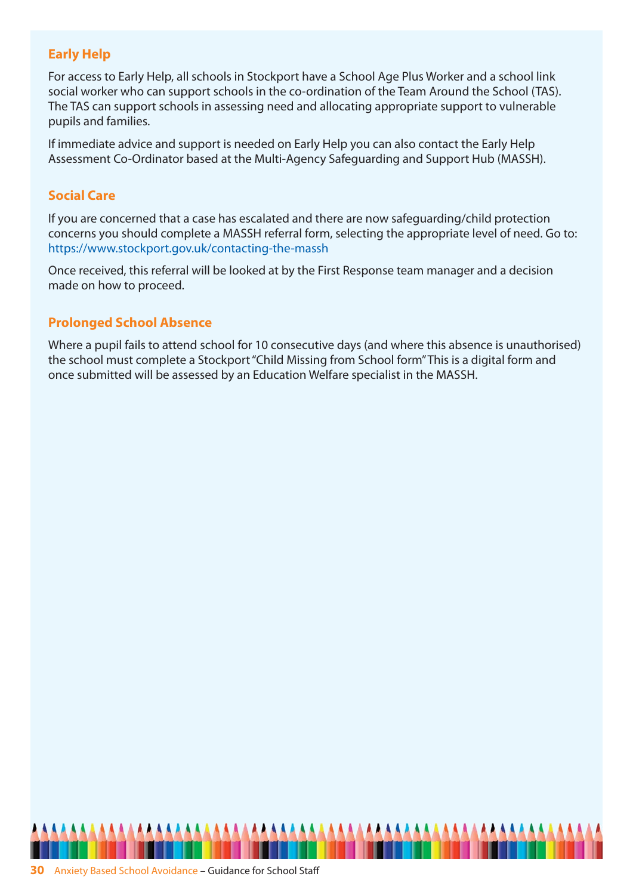### Early Help

For access to Early Help, all schools in Stockport have a School Age Plus Worker and a school link social worker who can support schools in the co-ordination of the Team Around the School (TAS). The TAS can support schools in assessing need and allocating appropriate support to vulnerable pupils and families.

If immediate advice and support is needed on Early Help you can also contact the Early Help Assessment Co-Ordinator based at the Multi-Agency Safeguarding and Support Hub (MASSH).

### Social Care

If you are concerned that a case has escalated and there are now safeguarding/child protection concerns you should complete a MASSH referral form, selecting the appropriate level of need. Go to: https://www.stockport.gov.uk/contacting-the-massh

Once received, this referral will be looked at by the First Response team manager and a decision made on how to proceed.

### Prolonged School Absence

Where a pupil fails to attend school for 10 consecutive days (and where this absence is unauthorised) the school must complete a Stockport "Child Missing from School form" This is a digital form and once submitted will be assessed by an Education Welfare specialist in the MASSH.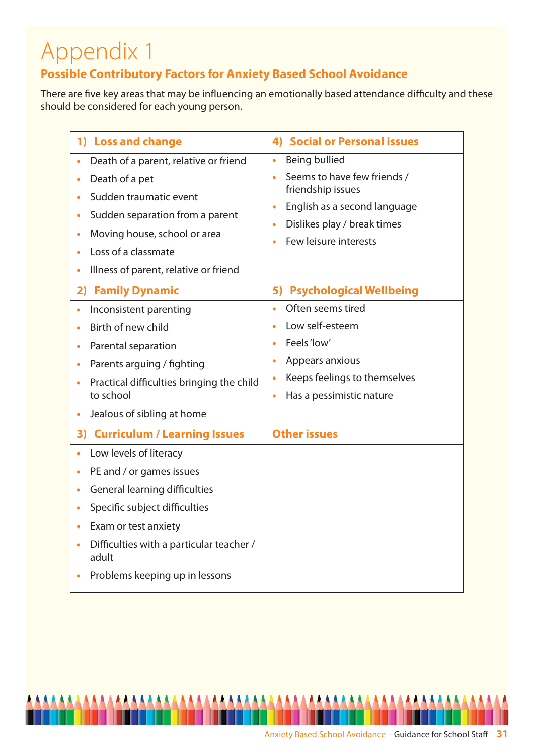# Appendix 1

## Possible Contributory Factors for Anxiety Based School Avoidance

There are five key areas that may be influencing an emotionally based attendance difficulty and these should be considered for each young person.

| 1) Loss and change | 4) Social or Personal issues |
|---|---|
| • Death of a parent, relative or friend<br>• Death of a pet<br>• Sudden traumatic event<br>• Sudden separation from a parent<br>• Moving house, school or area<br>• Loss of a classmate<br>• Illness of parent, relative or friend | • Being bullied<br>• Seems to have few friends / friendship issues<br>• English as a second language<br>• Dislikes play / break times<br>• Few leisure interests |
| **2) Family Dynamic** | **5) Psychological Wellbeing** |
| • Inconsistent parenting<br>• Birth of new child<br>• Parental separation<br>• Parents arguing / fighting<br>• Practical difficulties bringing the child to school<br>• Jealous of sibling at home | • Often seems tired<br>• Low self-esteem<br>• Feels 'low'<br>• Appears anxious<br>• Keeps feelings to themselves<br>• Has a pessimistic nature |
| **3) Curriculum / Learning Issues** | **Other issues** |
| • Low levels of literacy<br>• PE and / or games issues<br>• General learning difficulties<br>• Specific subject difficulties<br>• Exam or test anxiety<br>• Difficulties with a particular teacher / adult<br>• Problems keeping up in lessons | |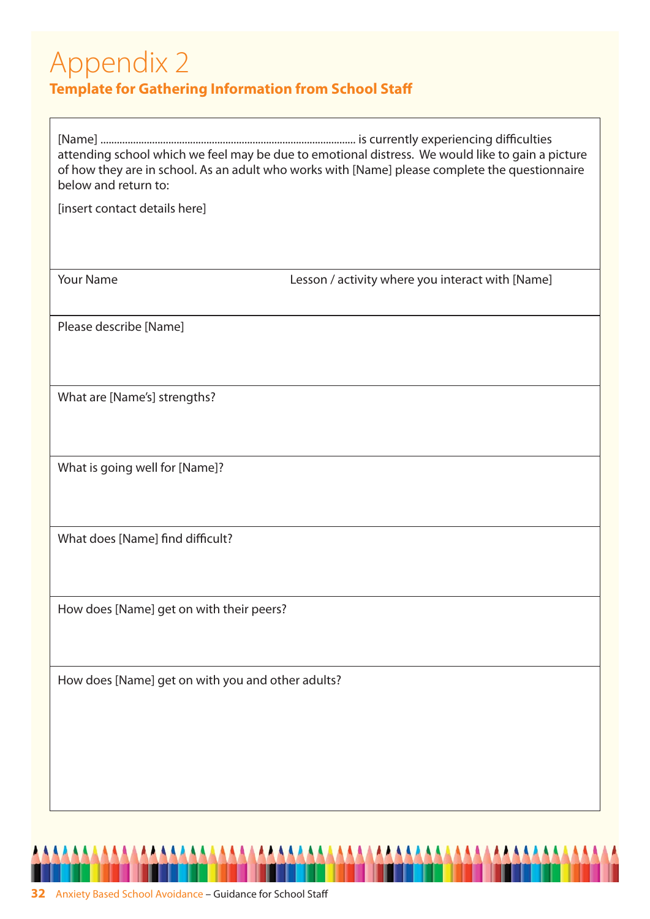# Appendix 2

## Template for Gathering Information from School Staff

[Name] ............................................................................................ is currently experiencing difficulties attending school which we feel may be due to emotional distress. We would like to gain a picture of how they are in school. As an adult who works with [Name] please complete the questionnaire below and return to:

[insert contact details here]

| Your Name | Lesson / activity where you interact with [Name] |
|---|---|
| | |

Please describe [Name]

What are [Name's] strengths?

What is going well for [Name]?

What does [Name] find difficult?

How does [Name] get on with their peers?

How does [Name] get on with you and other adults?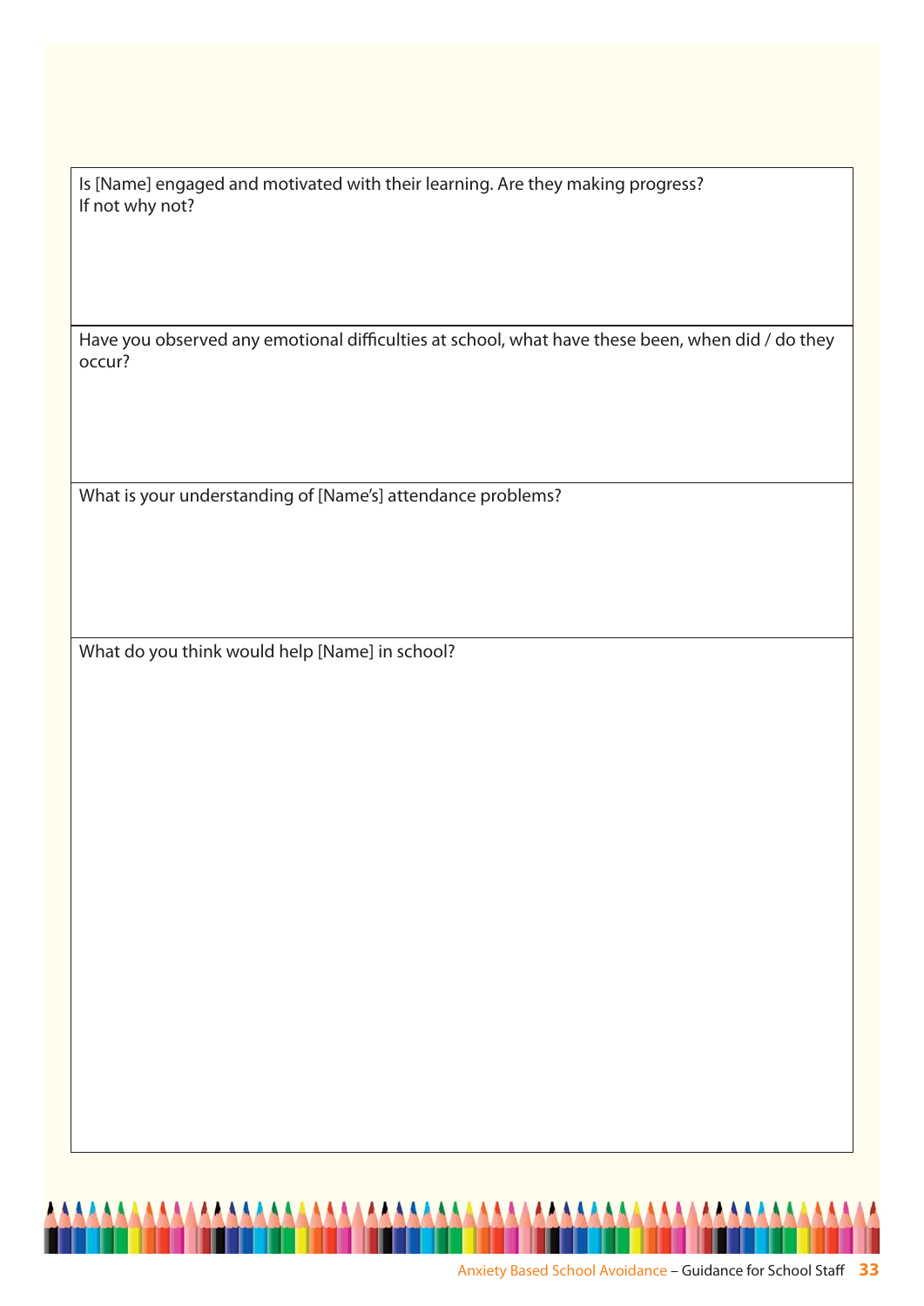| Is [Name] engaged and motivated with their learning. Are they making progress? If not why not? |
| --- |
| Have you observed any emotional difficulties at school, what have these been, when did / do they occur? |
| What is your understanding of [Name's] attendance problems? |
| What do you think would help [Name] in school? |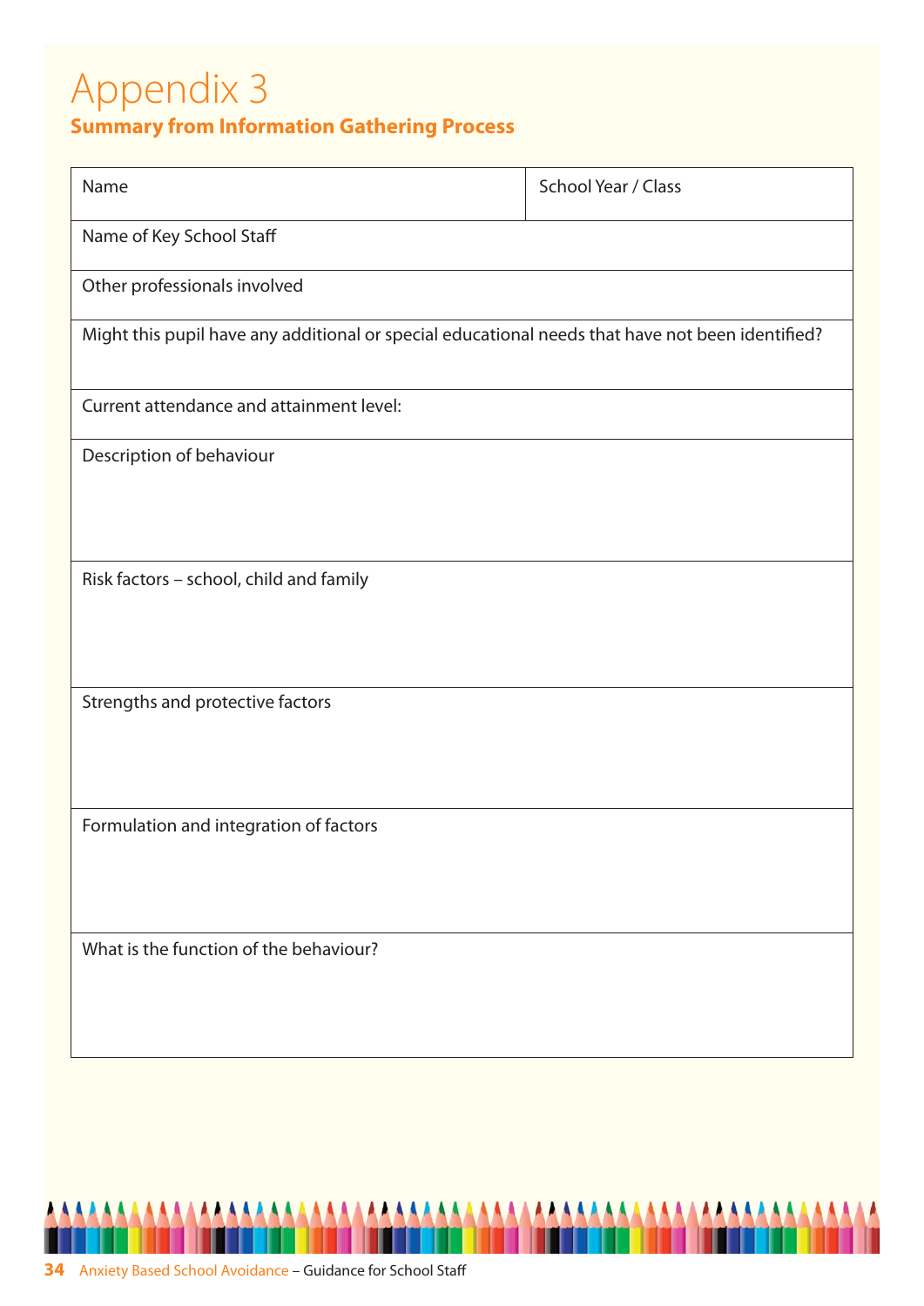# Appendix 3

## Summary from Information Gathering Process

| Name | School Year / Class |
|---|---|
| Name of Key School Staff | |
| Other professionals involved | |
| Might this pupil have any additional or special educational needs that have not been identified? | |
| Current attendance and attainment level: | |
| Description of behaviour | |
| Risk factors – school, child and family | |
| Strengths and protective factors | |
| Formulation and integration of factors | |
| What is the function of the behaviour? | |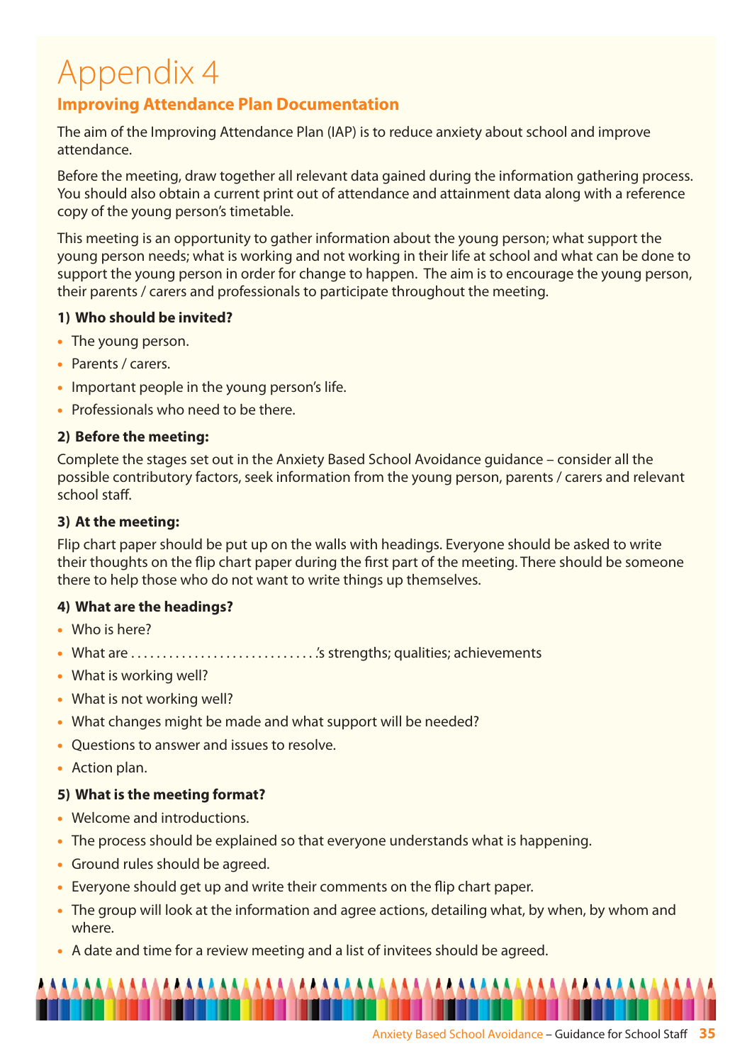# Appendix 4

## Improving Attendance Plan Documentation

The aim of the Improving Attendance Plan (IAP) is to reduce anxiety about school and improve attendance.

Before the meeting, draw together all relevant data gained during the information gathering process. You should also obtain a current print out of attendance and attainment data along with a reference copy of the young person's timetable.

This meeting is an opportunity to gather information about the young person; what support the young person needs; what is working and not working in their life at school and what can be done to support the young person in order for change to happen. The aim is to encourage the young person, their parents / carers and professionals to participate throughout the meeting.

**1) Who should be invited?**

- The young person.
- Parents / carers.
- Important people in the young person's life.
- Professionals who need to be there.

**2) Before the meeting:**

Complete the stages set out in the Anxiety Based School Avoidance guidance – consider all the possible contributory factors, seek information from the young person, parents / carers and relevant school staff.

**3) At the meeting:**

Flip chart paper should be put up on the walls with headings. Everyone should be asked to write their thoughts on the flip chart paper during the first part of the meeting. There should be someone there to help those who do not want to write things up themselves.

**4) What are the headings?**

- Who is here?
- What are .............................'s strengths; qualities; achievements
- What is working well?
- What is not working well?
- What changes might be made and what support will be needed?
- Questions to answer and issues to resolve.
- Action plan.

**5) What is the meeting format?**

- Welcome and introductions.
- The process should be explained so that everyone understands what is happening.
- Ground rules should be agreed.
- Everyone should get up and write their comments on the flip chart paper.
- The group will look at the information and agree actions, detailing what, by when, by whom and where.
- A date and time for a review meeting and a list of invitees should be agreed.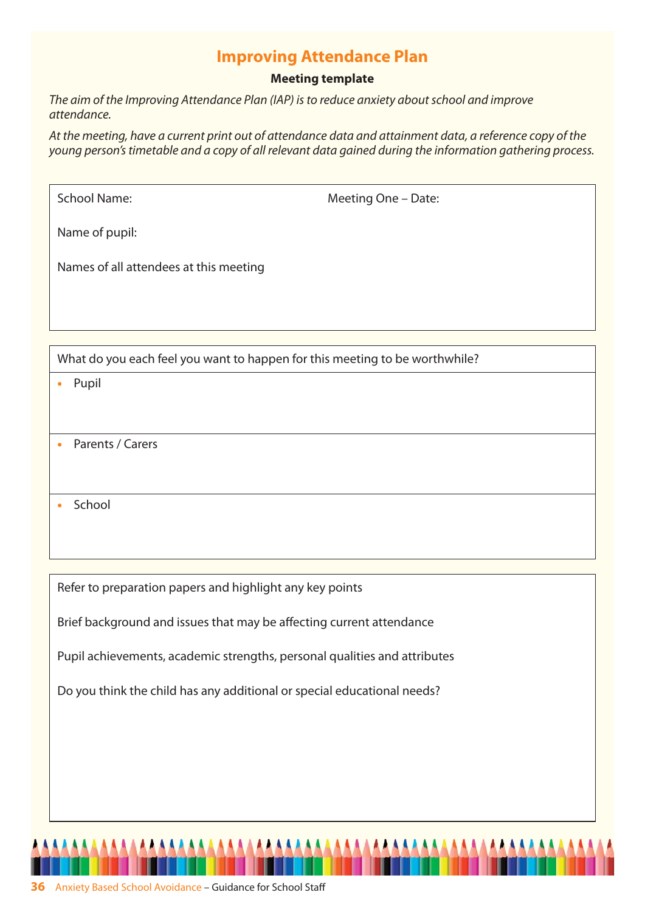## Improving Attendance Plan

**Meeting template**

*The aim of the Improving Attendance Plan (IAP) is to reduce anxiety about school and improve attendance.*

*At the meeting, have a current print out of attendance data and attainment data, a reference copy of the young person's timetable and a copy of all relevant data gained during the information gathering process.*

| School Name: | Meeting One – Date: |
|---|---|
| Name of pupil: | |
| Names of all attendees at this meeting | |

| What do you each feel you want to happen for this meeting to be worthwhile? |
|---|
| • Pupil |
| • Parents / Carers |
| • School |

| Refer to preparation papers and highlight any key points |
|---|
| Brief background and issues that may be affecting current attendance |
| Pupil achievements, academic strengths, personal qualities and attributes |
| Do you think the child has any additional or special educational needs? |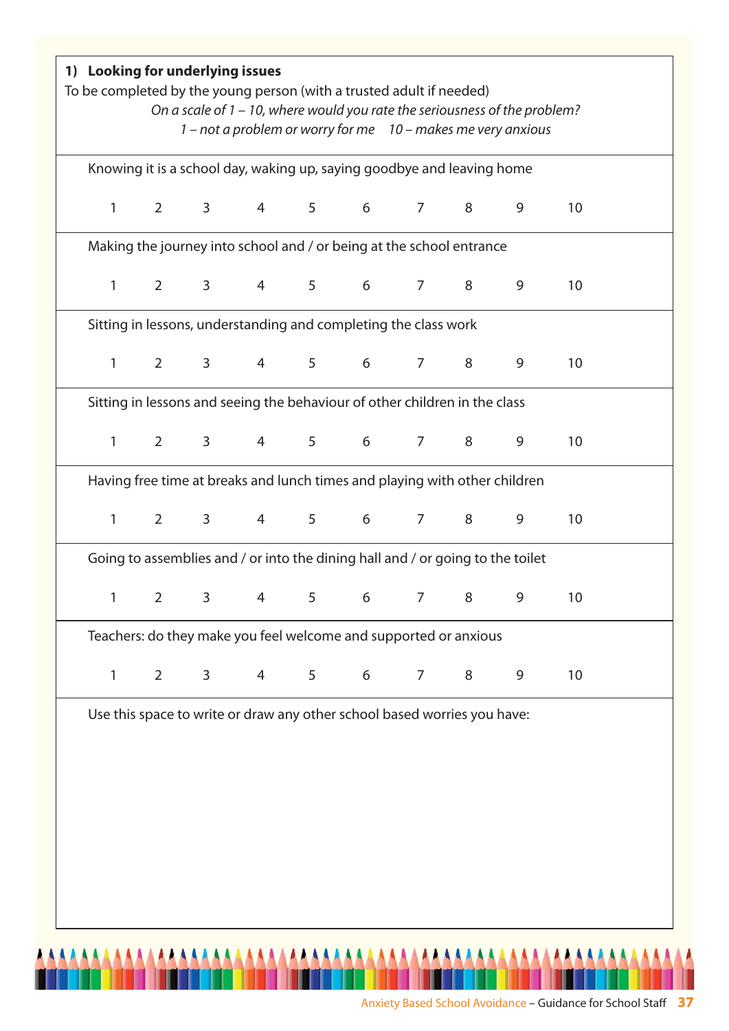### 1) Looking for underlying issues

To be completed by the young person (with a trusted adult if needed)

*On a scale of 1 – 10, where would you rate the seriousness of the problem?*

*1 – not a problem or worry for me    10 – makes me very anxious*

Knowing it is a school day, waking up, saying goodbye and leaving home

1    2    3    4    5    6    7    8    9    10

Making the journey into school and / or being at the school entrance

1    2    3    4    5    6    7    8    9    10

Sitting in lessons, understanding and completing the class work

1    2    3    4    5    6    7    8    9    10

Sitting in lessons and seeing the behaviour of other children in the class

1    2    3    4    5    6    7    8    9    10

Having free time at breaks and lunch times and playing with other children

1    2    3    4    5    6    7    8    9    10

Going to assemblies and / or into the dining hall and / or going to the toilet

1    2    3    4    5    6    7    8    9    10

Teachers: do they make you feel welcome and supported or anxious

1    2    3    4    5    6    7    8    9    10

Use this space to write or draw any other school based worries you have: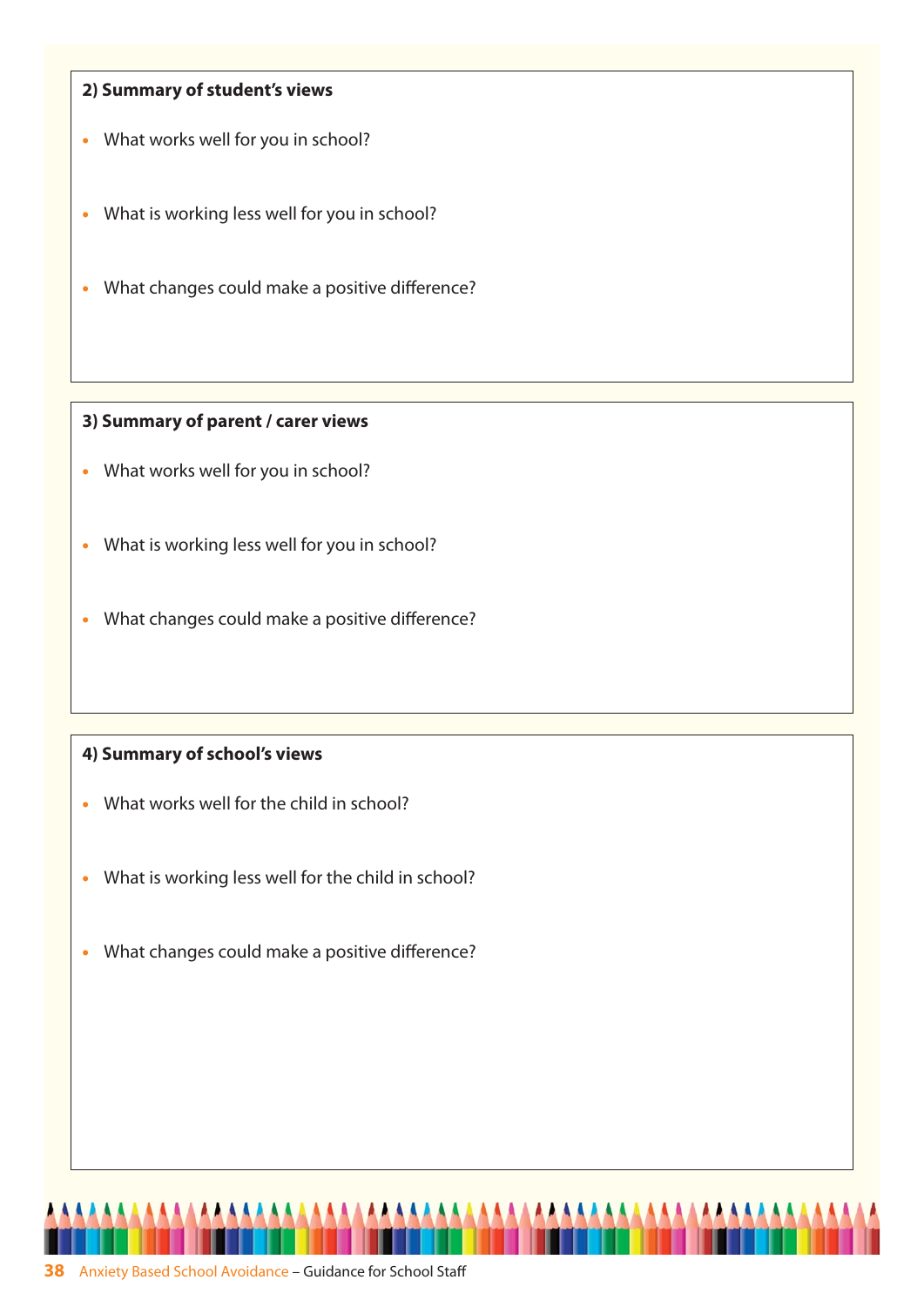**2) Summary of student's views**

- What works well for you in school?
- What is working less well for you in school?
- What changes could make a positive difference?

**3) Summary of parent / carer views**

- What works well for you in school?
- What is working less well for you in school?
- What changes could make a positive difference?

**4) Summary of school's views**

- What works well for the child in school?
- What is working less well for the child in school?
- What changes could make a positive difference?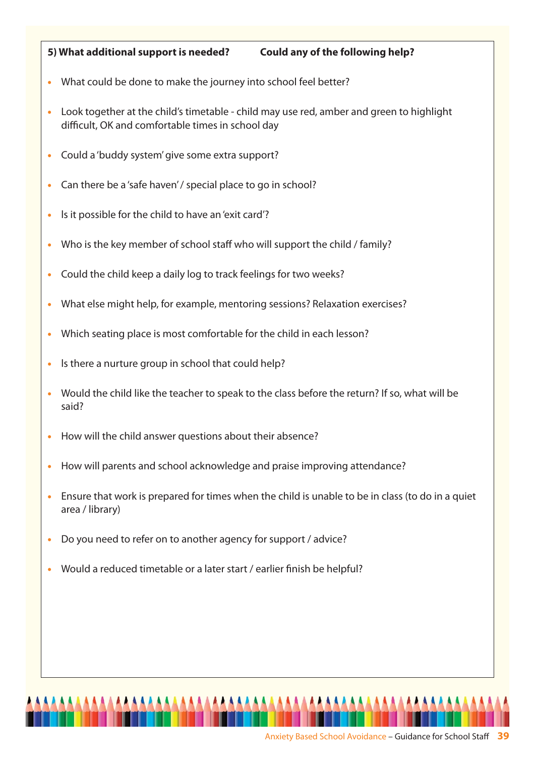**5) What additional support is needed? Could any of the following help?**

- What could be done to make the journey into school feel better?
- Look together at the child's timetable - child may use red, amber and green to highlight difficult, OK and comfortable times in school day
- Could a 'buddy system' give some extra support?
- Can there be a 'safe haven' / special place to go in school?
- Is it possible for the child to have an 'exit card'?
- Who is the key member of school staff who will support the child / family?
- Could the child keep a daily log to track feelings for two weeks?
- What else might help, for example, mentoring sessions? Relaxation exercises?
- Which seating place is most comfortable for the child in each lesson?
- Is there a nurture group in school that could help?
- Would the child like the teacher to speak to the class before the return? If so, what will be said?
- How will the child answer questions about their absence?
- How will parents and school acknowledge and praise improving attendance?
- Ensure that work is prepared for times when the child is unable to be in class (to do in a quiet area / library)
- Do you need to refer on to another agency for support / advice?
- Would a reduced timetable or a later start / earlier finish be helpful?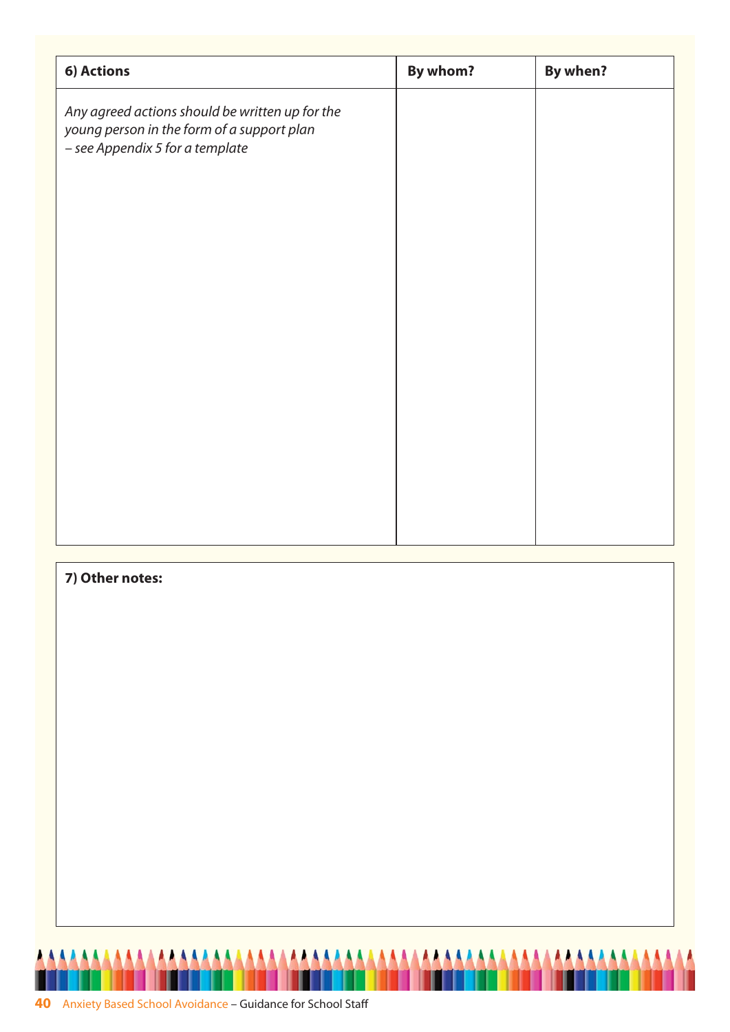| 6) Actions | By whom? | By when? |
|---|---|---|
| *Any agreed actions should be written up for the young person in the form of a support plan – see Appendix 5 for a template* | | |

| 7) Other notes: |
|---|
| |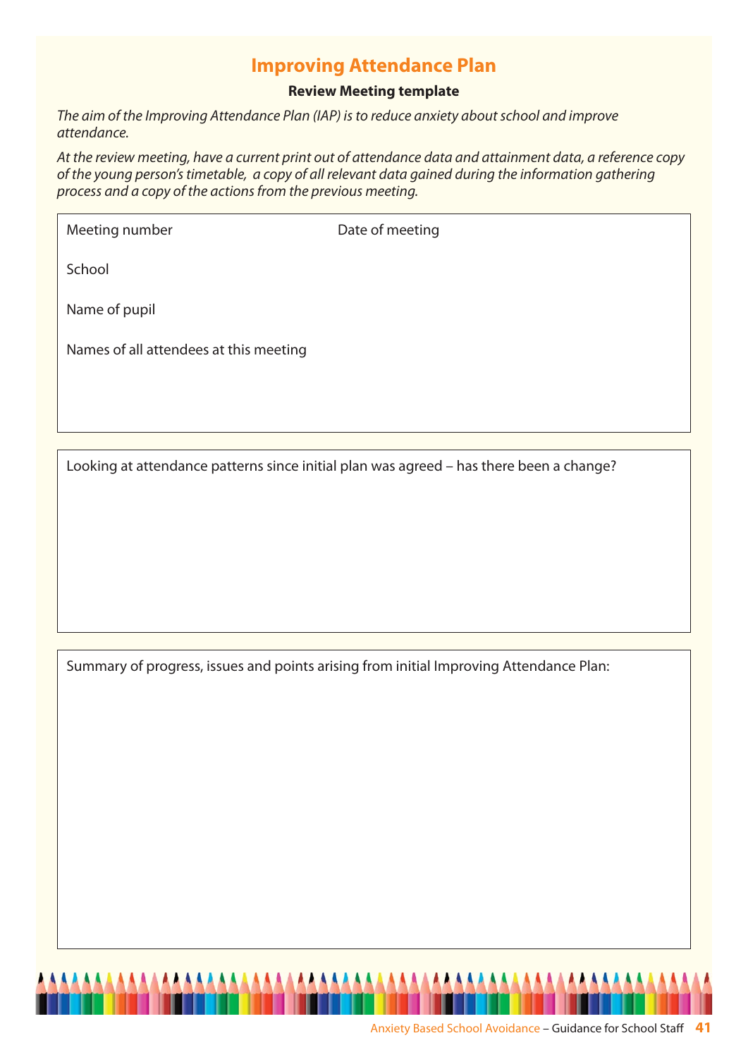# Improving Attendance Plan

**Review Meeting template**

*The aim of the Improving Attendance Plan (IAP) is to reduce anxiety about school and improve attendance.*

*At the review meeting, have a current print out of attendance data and attainment data, a reference copy of the young person's timetable, a copy of all relevant data gained during the information gathering process and a copy of the actions from the previous meeting.*

Meeting number

Date of meeting

School

Name of pupil

Names of all attendees at this meeting

Looking at attendance patterns since initial plan was agreed – has there been a change?

Summary of progress, issues and points arising from initial Improving Attendance Plan: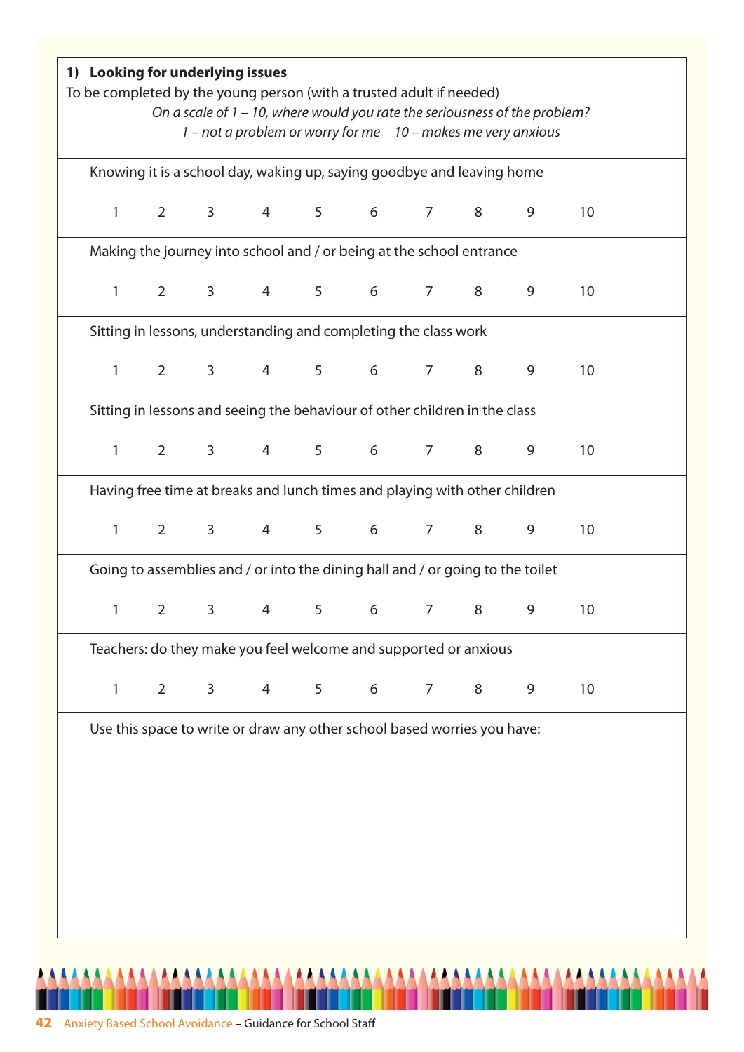### 1) Looking for underlying issues

To be completed by the young person (with a trusted adult if needed)

*On a scale of 1 – 10, where would you rate the seriousness of the problem?*

*1 – not a problem or worry for me    10 – makes me very anxious*

Knowing it is a school day, waking up, saying goodbye and leaving home

1 2 3 4 5 6 7 8 9 10

Making the journey into school and / or being at the school entrance

1 2 3 4 5 6 7 8 9 10

Sitting in lessons, understanding and completing the class work

1 2 3 4 5 6 7 8 9 10

Sitting in lessons and seeing the behaviour of other children in the class

1 2 3 4 5 6 7 8 9 10

Having free time at breaks and lunch times and playing with other children

1 2 3 4 5 6 7 8 9 10

Going to assemblies and / or into the dining hall and / or going to the toilet

1 2 3 4 5 6 7 8 9 10

Teachers: do they make you feel welcome and supported or anxious

1 2 3 4 5 6 7 8 9 10

Use this space to write or draw any other school based worries you have: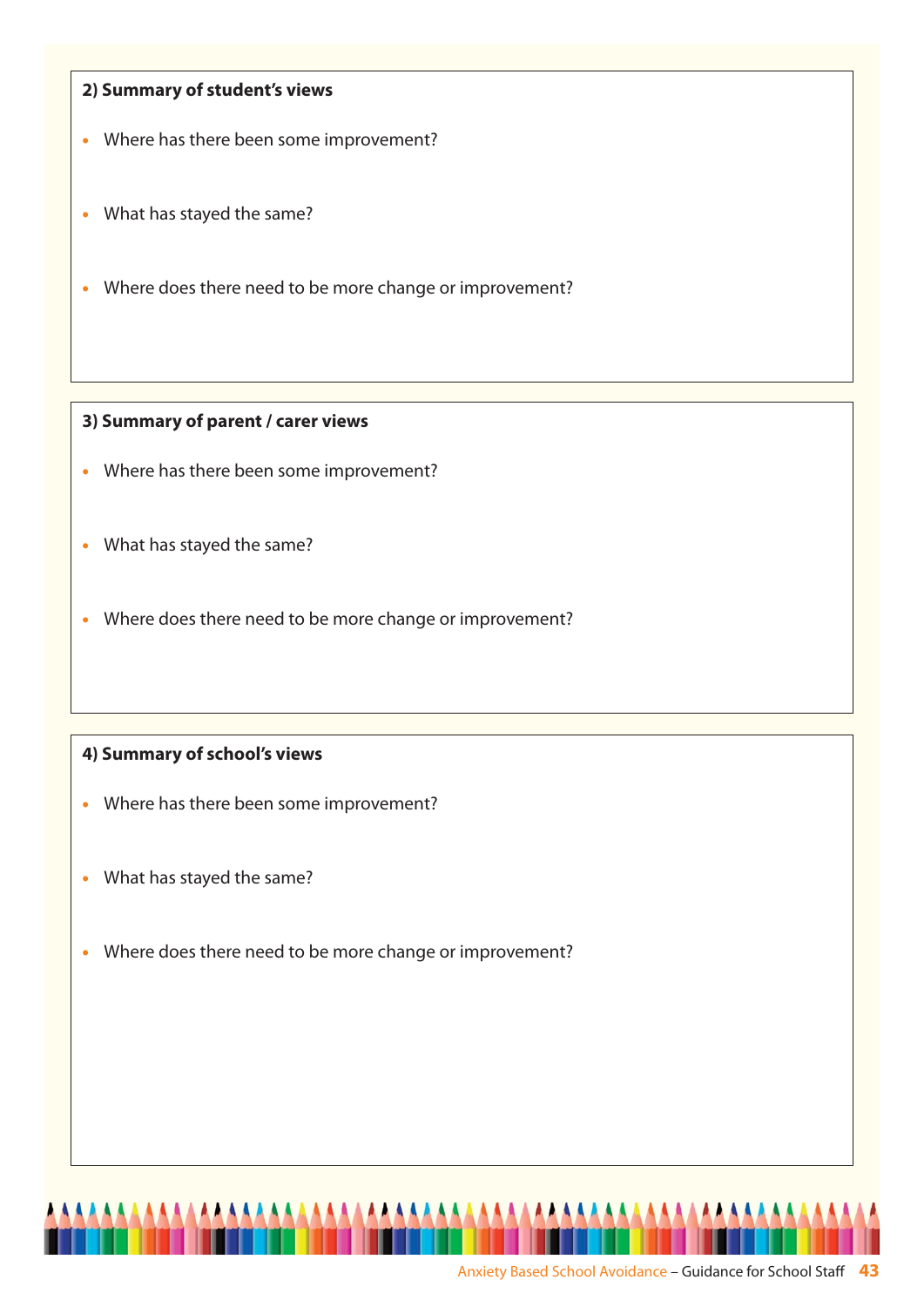**2) Summary of student's views**

- Where has there been some improvement?
- What has stayed the same?
- Where does there need to be more change or improvement?

**3) Summary of parent / carer views**

- Where has there been some improvement?
- What has stayed the same?
- Where does there need to be more change or improvement?

**4) Summary of school's views**

- Where has there been some improvement?
- What has stayed the same?
- Where does there need to be more change or improvement?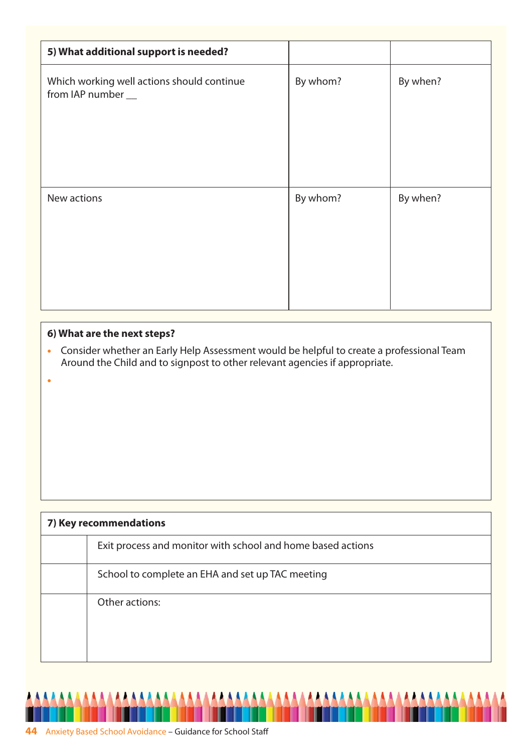| 5) What additional support is needed? | | |
|---|---|---|
| Which working well actions should continue from IAP number __ | By whom? | By when? |
| New actions | By whom? | By when? |

| 6) What are the next steps? |
|---|
| • Consider whether an Early Help Assessment would be helpful to create a professional Team Around the Child and to signpost to other relevant agencies if appropriate.<br>• |

| 7) Key recommendations | |
|---|---|
| | Exit process and monitor with school and home based actions |
| | School to complete an EHA and set up TAC meeting |
| | Other actions: |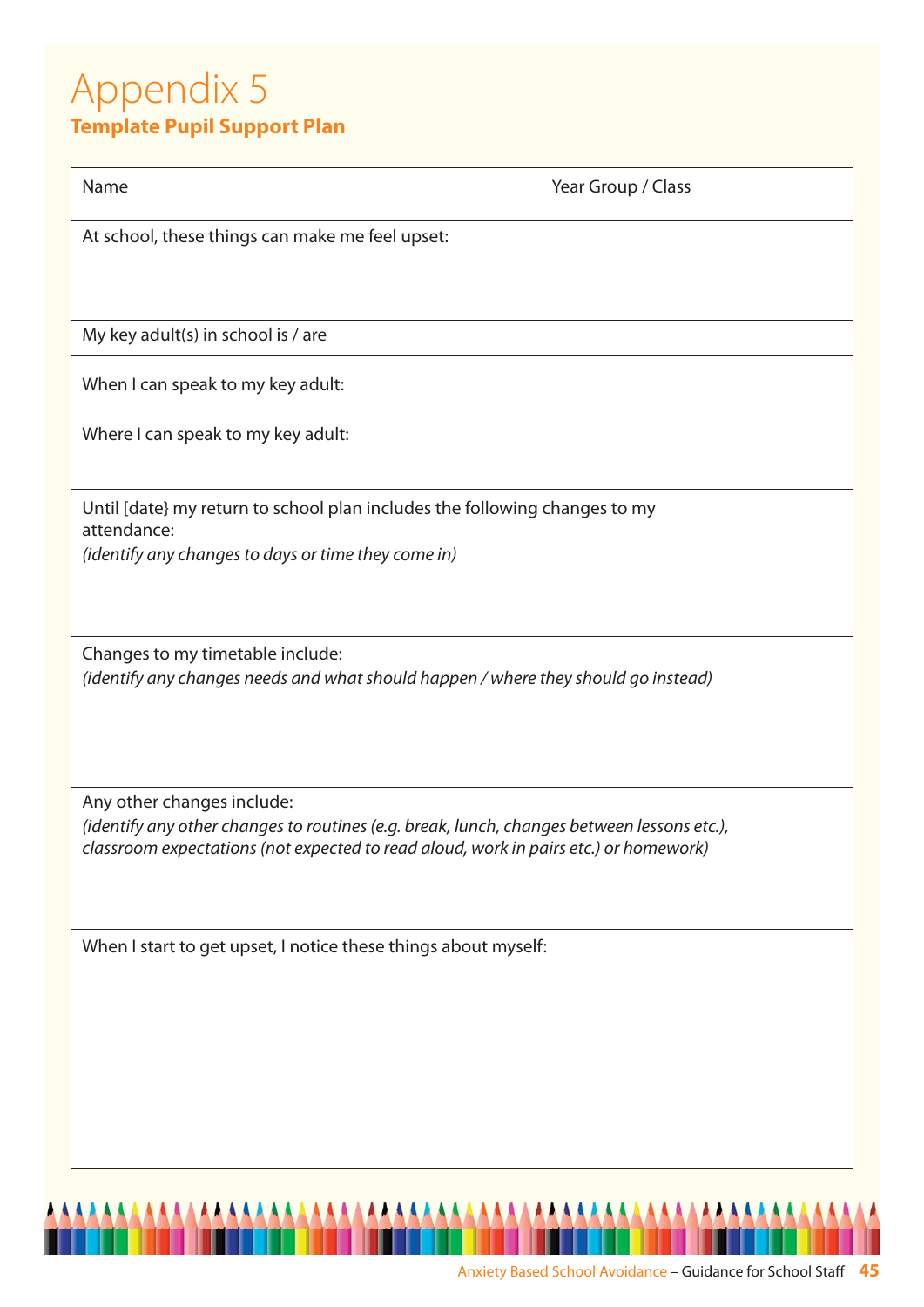# Appendix 5

## Template Pupil Support Plan

| Name | Year Group / Class |
|---|---|
| At school, these things can make me feel upset: | |
| My key adult(s) in school is / are | |
| When I can speak to my key adult:<br><br>Where I can speak to my key adult: | |
| Until [date} my return to school plan includes the following changes to my attendance:<br>*(identify any changes to days or time they come in)* | |
| Changes to my timetable include:<br>*(identify any changes needs and what should happen / where they should go instead)* | |
| Any other changes include:<br>*(identify any other changes to routines (e.g. break, lunch, changes between lessons etc.), classroom expectations (not expected to read aloud, work in pairs etc.) or homework)* | |
| When I start to get upset, I notice these things about myself: | |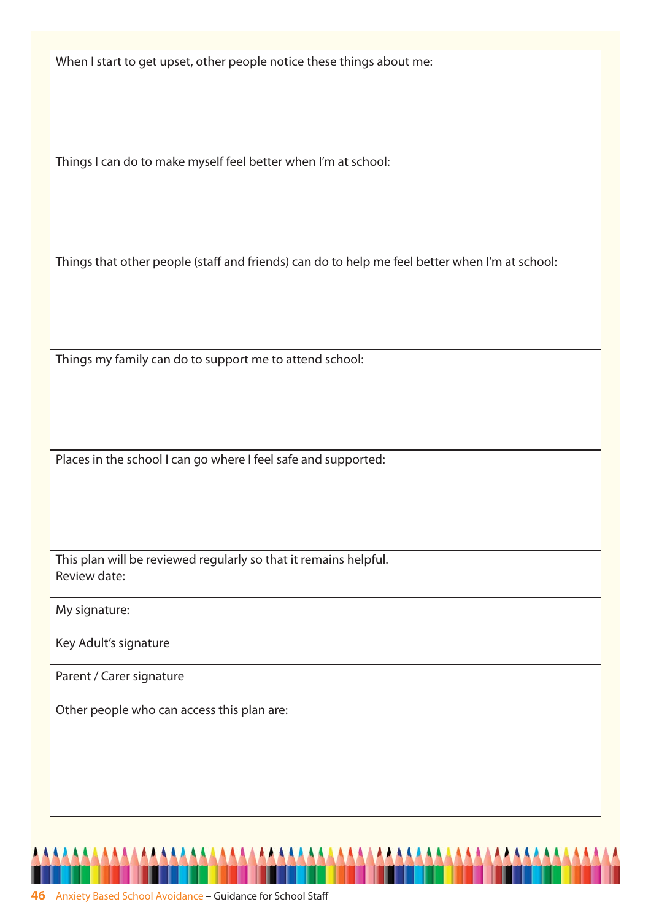| When I start to get upset, other people notice these things about me: |
| --- |
| Things I can do to make myself feel better when I'm at school: |
| Things that other people (staff and friends) can do to help me feel better when I'm at school: |
| Things my family can do to support me to attend school: |
| Places in the school I can go where I feel safe and supported: |
| This plan will be reviewed regularly so that it remains helpful.<br>Review date: |
| My signature: |
| Key Adult's signature |
| Parent / Carer signature |
| Other people who can access this plan are: |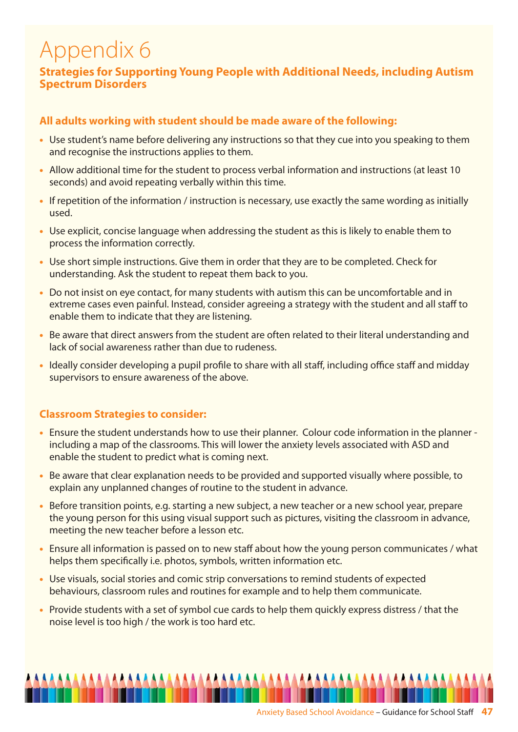# Appendix 6

## Strategies for Supporting Young People with Additional Needs, including Autism Spectrum Disorders

### All adults working with student should be made aware of the following:

- Use student's name before delivering any instructions so that they cue into you speaking to them and recognise the instructions applies to them.
- Allow additional time for the student to process verbal information and instructions (at least 10 seconds) and avoid repeating verbally within this time.
- If repetition of the information / instruction is necessary, use exactly the same wording as initially used.
- Use explicit, concise language when addressing the student as this is likely to enable them to process the information correctly.
- Use short simple instructions. Give them in order that they are to be completed. Check for understanding. Ask the student to repeat them back to you.
- Do not insist on eye contact, for many students with autism this can be uncomfortable and in extreme cases even painful. Instead, consider agreeing a strategy with the student and all staff to enable them to indicate that they are listening.
- Be aware that direct answers from the student are often related to their literal understanding and lack of social awareness rather than due to rudeness.
- Ideally consider developing a pupil profile to share with all staff, including office staff and midday supervisors to ensure awareness of the above.

### Classroom Strategies to consider:

- Ensure the student understands how to use their planner. Colour code information in the planner - including a map of the classrooms. This will lower the anxiety levels associated with ASD and enable the student to predict what is coming next.
- Be aware that clear explanation needs to be provided and supported visually where possible, to explain any unplanned changes of routine to the student in advance.
- Before transition points, e.g. starting a new subject, a new teacher or a new school year, prepare the young person for this using visual support such as pictures, visiting the classroom in advance, meeting the new teacher before a lesson etc.
- Ensure all information is passed on to new staff about how the young person communicates / what helps them specifically i.e. photos, symbols, written information etc.
- Use visuals, social stories and comic strip conversations to remind students of expected behaviours, classroom rules and routines for example and to help them communicate.
- Provide students with a set of symbol cue cards to help them quickly express distress / that the noise level is too high / the work is too hard etc.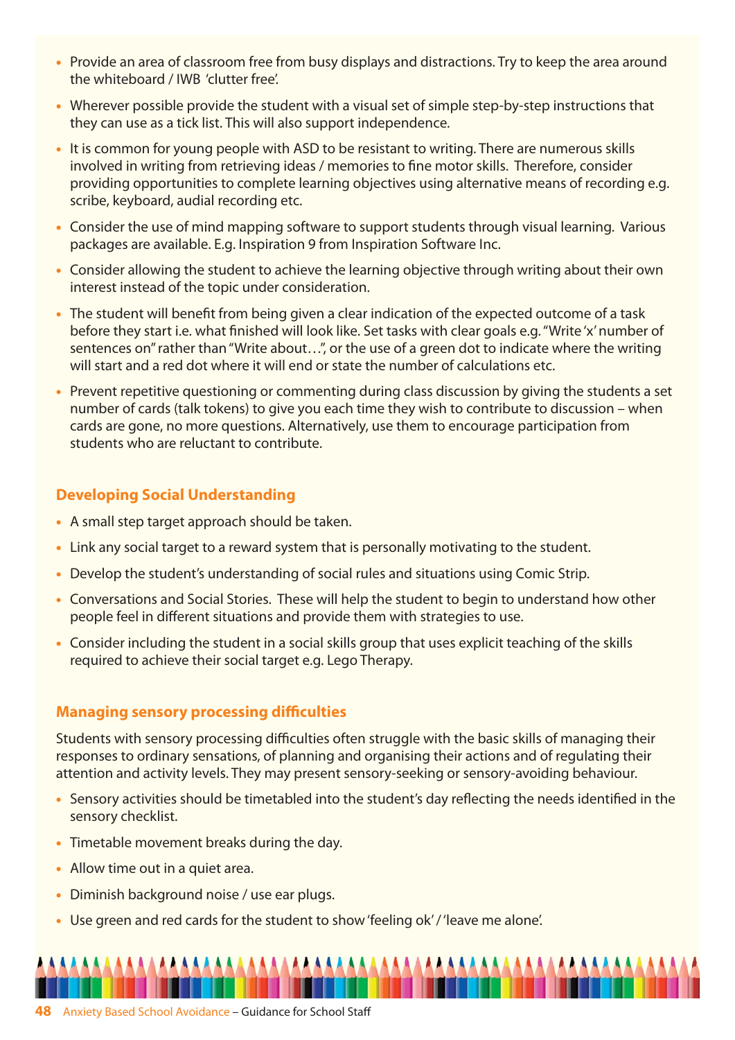- Provide an area of classroom free from busy displays and distractions. Try to keep the area around the whiteboard / IWB 'clutter free'.
- Wherever possible provide the student with a visual set of simple step-by-step instructions that they can use as a tick list. This will also support independence.
- It is common for young people with ASD to be resistant to writing. There are numerous skills involved in writing from retrieving ideas / memories to fine motor skills. Therefore, consider providing opportunities to complete learning objectives using alternative means of recording e.g. scribe, keyboard, audial recording etc.
- Consider the use of mind mapping software to support students through visual learning. Various packages are available. E.g. Inspiration 9 from Inspiration Software Inc.
- Consider allowing the student to achieve the learning objective through writing about their own interest instead of the topic under consideration.
- The student will benefit from being given a clear indication of the expected outcome of a task before they start i.e. what finished will look like. Set tasks with clear goals e.g. "Write 'x' number of sentences on" rather than "Write about…", or the use of a green dot to indicate where the writing will start and a red dot where it will end or state the number of calculations etc.
- Prevent repetitive questioning or commenting during class discussion by giving the students a set number of cards (talk tokens) to give you each time they wish to contribute to discussion – when cards are gone, no more questions. Alternatively, use them to encourage participation from students who are reluctant to contribute.

## Developing Social Understanding

- A small step target approach should be taken.
- Link any social target to a reward system that is personally motivating to the student.
- Develop the student's understanding of social rules and situations using Comic Strip.
- Conversations and Social Stories. These will help the student to begin to understand how other people feel in different situations and provide them with strategies to use.
- Consider including the student in a social skills group that uses explicit teaching of the skills required to achieve their social target e.g. Lego Therapy.

## Managing sensory processing difficulties

Students with sensory processing difficulties often struggle with the basic skills of managing their responses to ordinary sensations, of planning and organising their actions and of regulating their attention and activity levels. They may present sensory-seeking or sensory-avoiding behaviour.

- Sensory activities should be timetabled into the student's day reflecting the needs identified in the sensory checklist.
- Timetable movement breaks during the day.
- Allow time out in a quiet area.
- Diminish background noise / use ear plugs.
- Use green and red cards for the student to show 'feeling ok' / 'leave me alone'.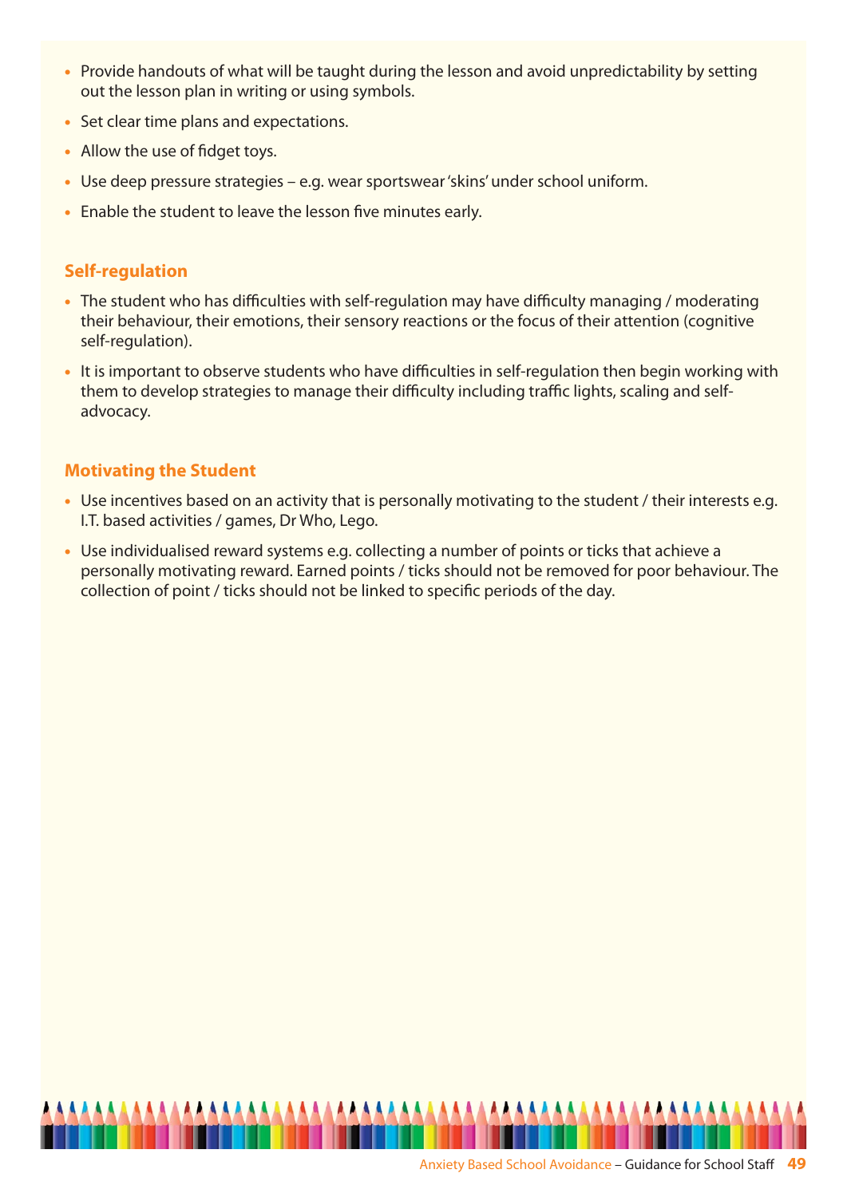- Provide handouts of what will be taught during the lesson and avoid unpredictability by setting out the lesson plan in writing or using symbols.
- Set clear time plans and expectations.
- Allow the use of fidget toys.
- Use deep pressure strategies – e.g. wear sportswear 'skins' under school uniform.
- Enable the student to leave the lesson five minutes early.

### Self-regulation

- The student who has difficulties with self-regulation may have difficulty managing / moderating their behaviour, their emotions, their sensory reactions or the focus of their attention (cognitive self-regulation).
- It is important to observe students who have difficulties in self-regulation then begin working with them to develop strategies to manage their difficulty including traffic lights, scaling and self-advocacy.

### Motivating the Student

- Use incentives based on an activity that is personally motivating to the student / their interests e.g. I.T. based activities / games, Dr Who, Lego.
- Use individualised reward systems e.g. collecting a number of points or ticks that achieve a personally motivating reward. Earned points / ticks should not be removed for poor behaviour. The collection of point / ticks should not be linked to specific periods of the day.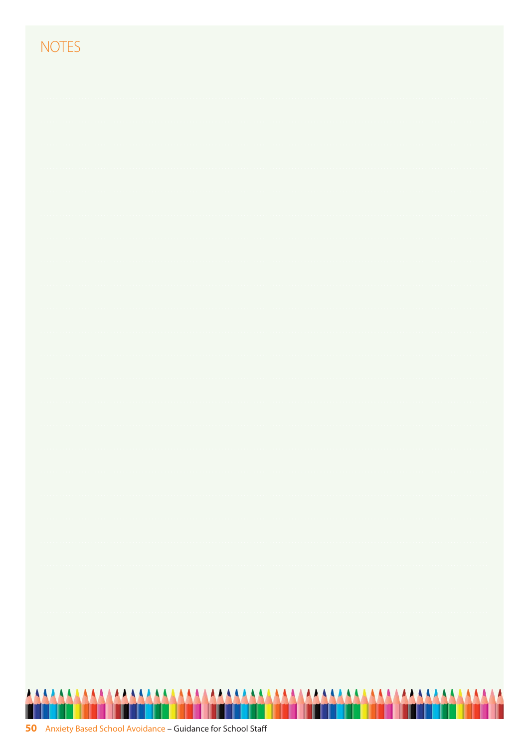# NOTES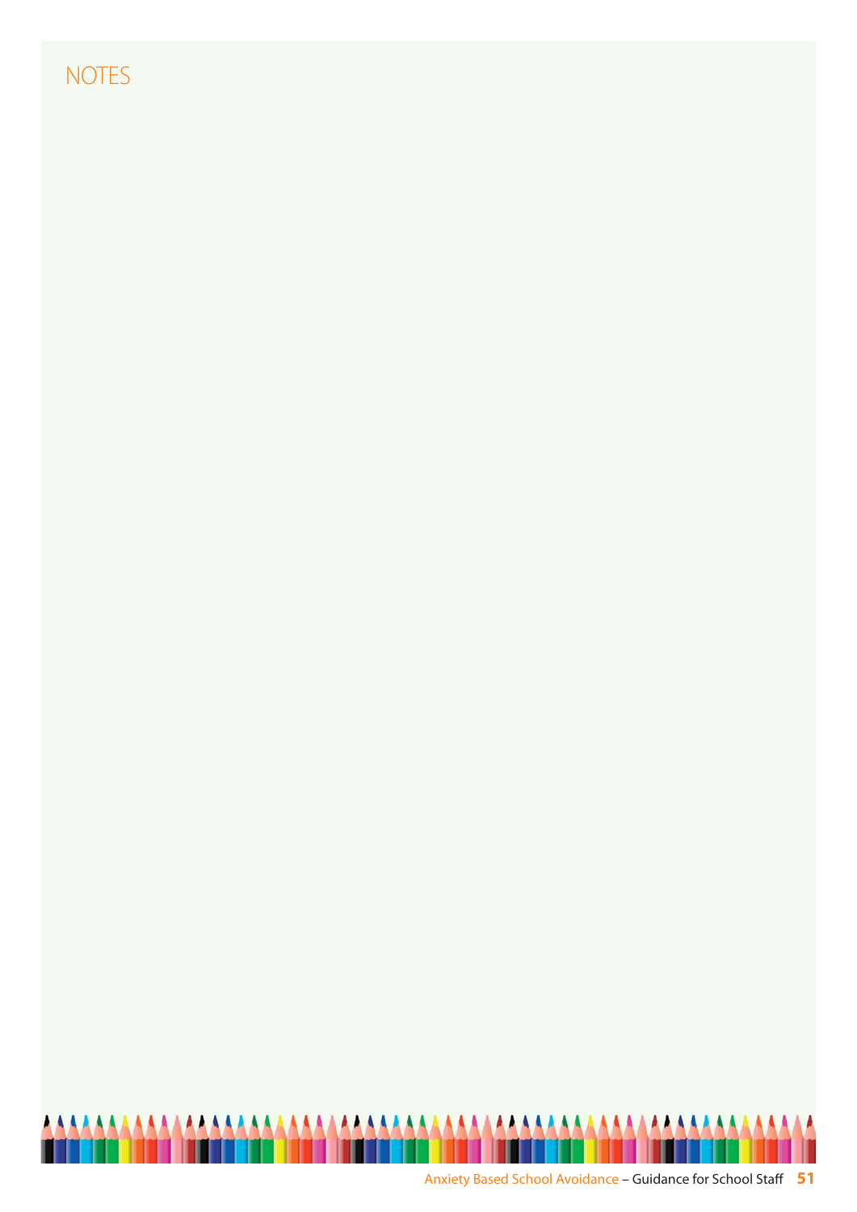# NOTES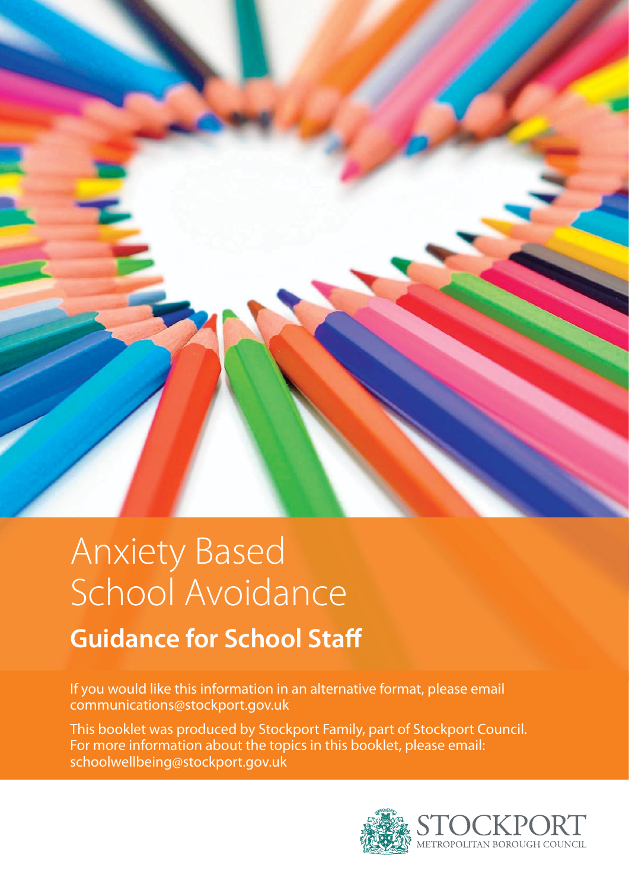# Anxiety Based School Avoidance

## Guidance for School Staff

If you would like this information in an alternative format, please email communications@stockport.gov.uk

This booklet was produced by Stockport Family, part of Stockport Council. For more information about the topics in this booklet, please email: schoolwellbeing@stockport.gov.uk

STOCKPORT
METROPOLITAN BOROUGH COUNCIL